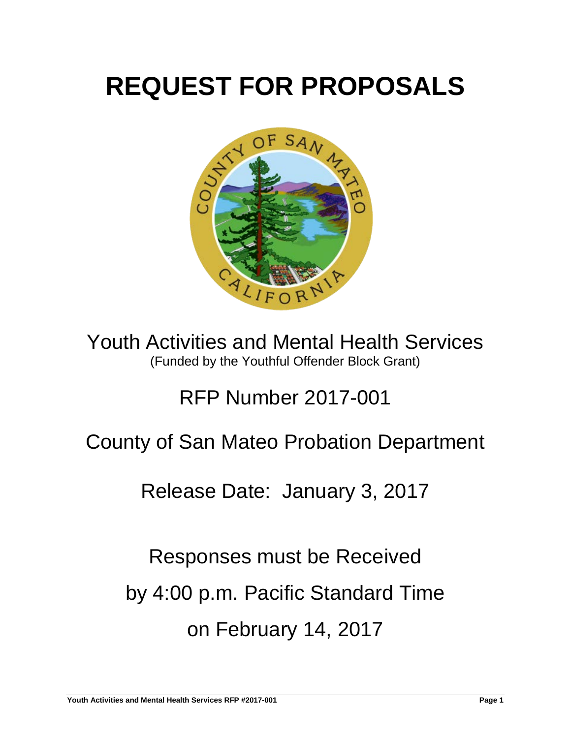# REQUEST FOR PROPOSALS

Youth Activities and Mental Health Services
(Funded by the Youthful Offender Block Grant)

RFP Number 2017-001

County of San Mateo Probation Department

Release Date: January 3, 2017

Responses must be Received
by 4:00 p.m. Pacific Standard Time
on February 14, 2017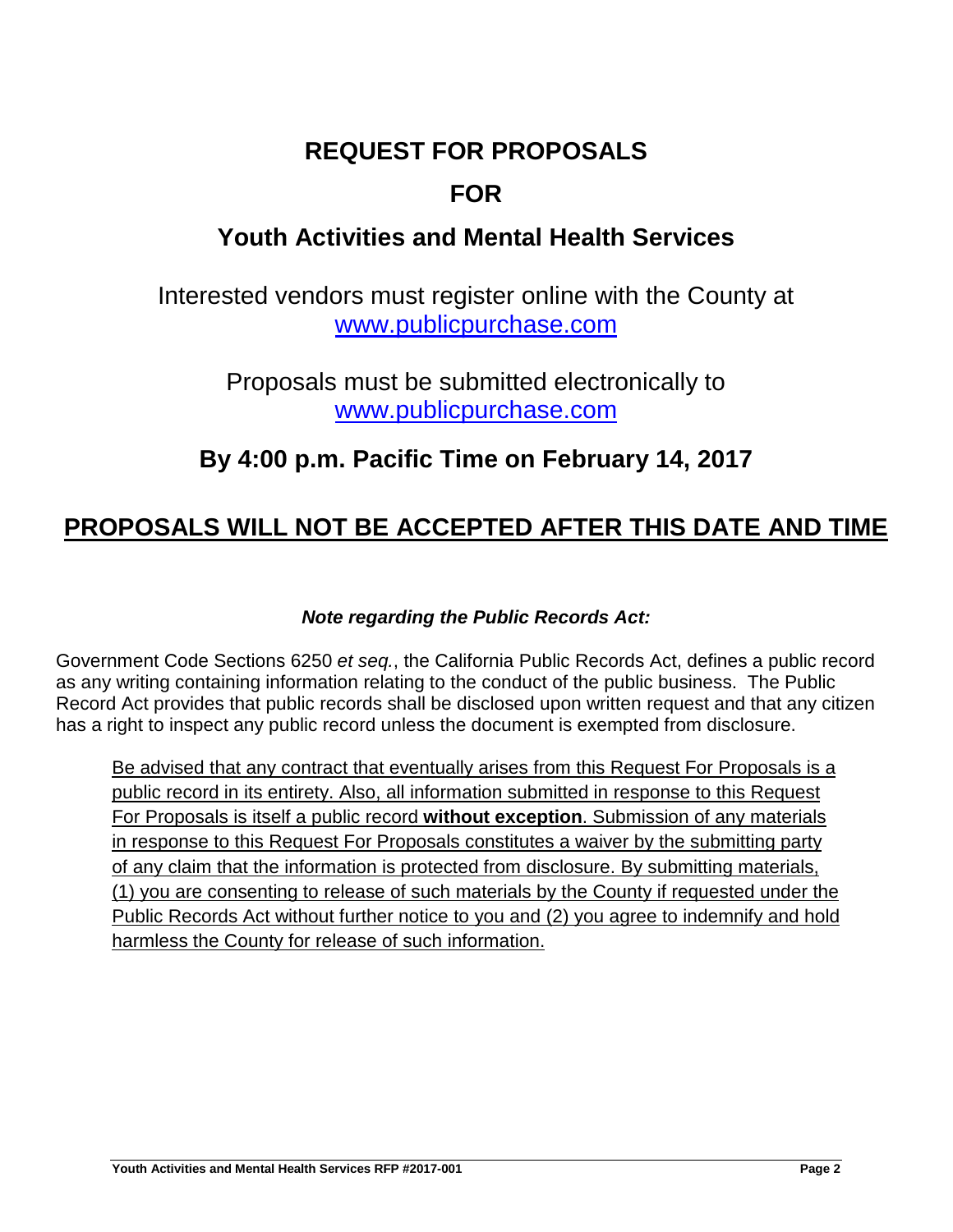# REQUEST FOR PROPOSALS

# FOR

# Youth Activities and Mental Health Services

Interested vendors must register online with the County at www.publicpurchase.com

Proposals must be submitted electronically to www.publicpurchase.com

## By 4:00 p.m. Pacific Time on February 14, 2017

## PROPOSALS WILL NOT BE ACCEPTED AFTER THIS DATE AND TIME

***Note regarding the Public Records Act:***

Government Code Sections 6250 *et seq.*, the California Public Records Act, defines a public record as any writing containing information relating to the conduct of the public business. The Public Record Act provides that public records shall be disclosed upon written request and that any citizen has a right to inspect any public record unless the document is exempted from disclosure.

> Be advised that any contract that eventually arises from this Request For Proposals is a public record in its entirety. Also, all information submitted in response to this Request For Proposals is itself a public record **without exception**. Submission of any materials in response to this Request For Proposals constitutes a waiver by the submitting party of any claim that the information is protected from disclosure. By submitting materials, (1) you are consenting to release of such materials by the County if requested under the Public Records Act without further notice to you and (2) you agree to indemnify and hold harmless the County for release of such information.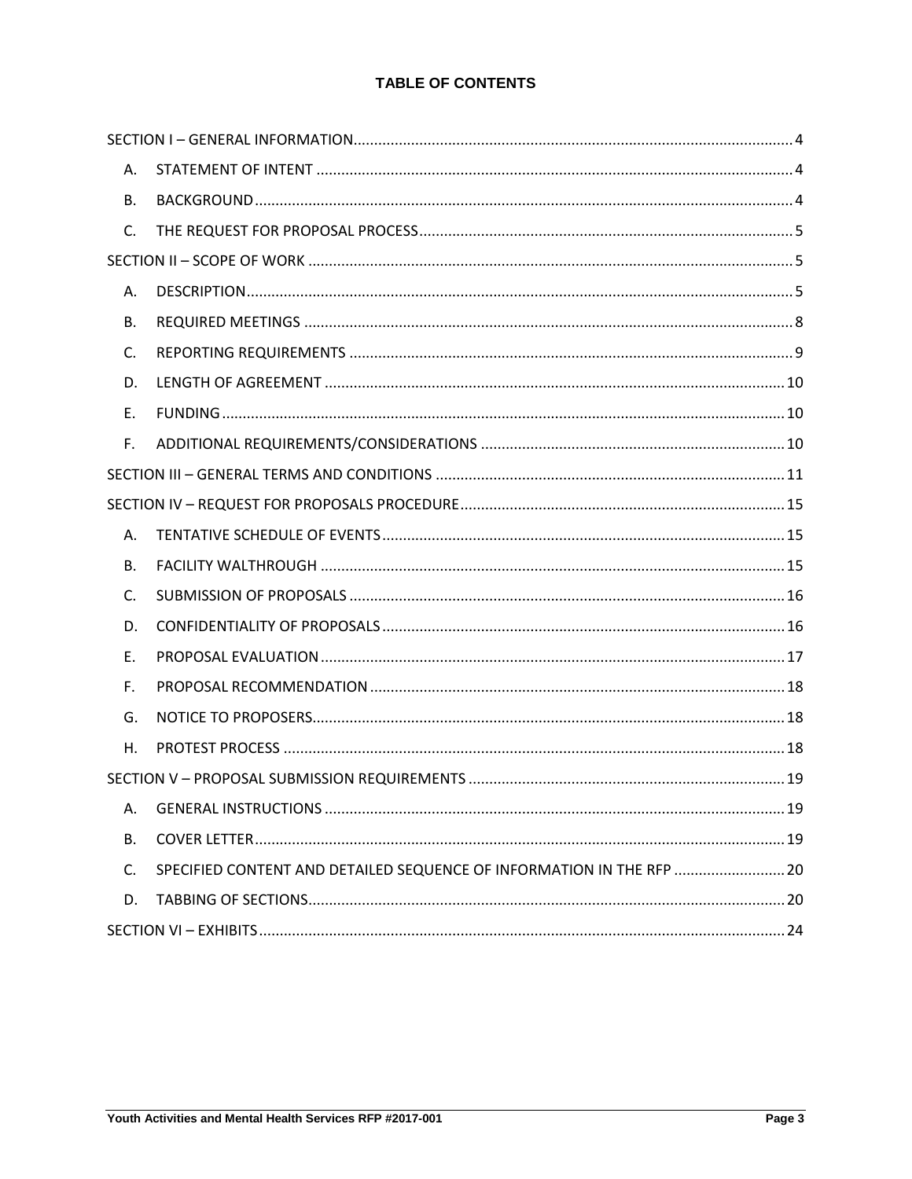# TABLE OF CONTENTS

SECTION I – GENERAL INFORMATION .......... 4

- A. STATEMENT OF INTENT .......... 4
- B. BACKGROUND .......... 4
- C. THE REQUEST FOR PROPOSAL PROCESS .......... 5

SECTION II – SCOPE OF WORK .......... 5

- A. DESCRIPTION .......... 5
- B. REQUIRED MEETINGS .......... 8
- C. REPORTING REQUIREMENTS .......... 9
- D. LENGTH OF AGREEMENT .......... 10
- E. FUNDING .......... 10
- F. ADDITIONAL REQUIREMENTS/CONSIDERATIONS .......... 10

SECTION III – GENERAL TERMS AND CONDITIONS .......... 11

SECTION IV – REQUEST FOR PROPOSALS PROCEDURE .......... 15

- A. TENTATIVE SCHEDULE OF EVENTS .......... 15
- B. FACILITY WALTHROUGH .......... 15
- C. SUBMISSION OF PROPOSALS .......... 16
- D. CONFIDENTIALITY OF PROPOSALS .......... 16
- E. PROPOSAL EVALUATION .......... 17
- F. PROPOSAL RECOMMENDATION .......... 18
- G. NOTICE TO PROPOSERS .......... 18
- H. PROTEST PROCESS .......... 18

SECTION V – PROPOSAL SUBMISSION REQUIREMENTS .......... 19

- A. GENERAL INSTRUCTIONS .......... 19
- B. COVER LETTER .......... 19
- C. SPECIFIED CONTENT AND DETAILED SEQUENCE OF INFORMATION IN THE RFP .......... 20
- D. TABBING OF SECTIONS .......... 20

SECTION VI – EXHIBITS .......... 24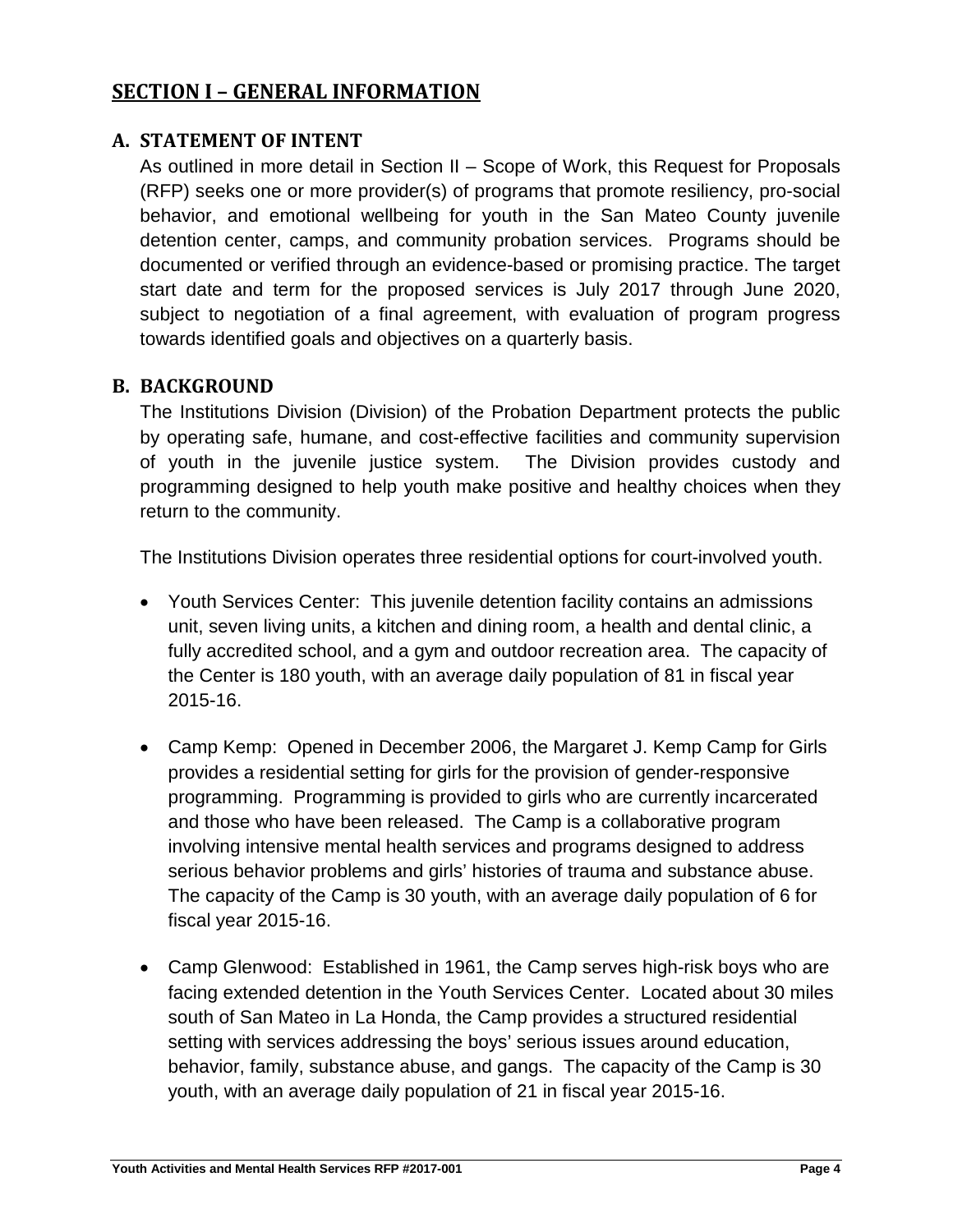## SECTION I – GENERAL INFORMATION

### A. STATEMENT OF INTENT

As outlined in more detail in Section II – Scope of Work, this Request for Proposals (RFP) seeks one or more provider(s) of programs that promote resiliency, pro-social behavior, and emotional wellbeing for youth in the San Mateo County juvenile detention center, camps, and community probation services. Programs should be documented or verified through an evidence-based or promising practice. The target start date and term for the proposed services is July 2017 through June 2020, subject to negotiation of a final agreement, with evaluation of program progress towards identified goals and objectives on a quarterly basis.

### B. BACKGROUND

The Institutions Division (Division) of the Probation Department protects the public by operating safe, humane, and cost-effective facilities and community supervision of youth in the juvenile justice system. The Division provides custody and programming designed to help youth make positive and healthy choices when they return to the community.

The Institutions Division operates three residential options for court-involved youth.

- Youth Services Center: This juvenile detention facility contains an admissions unit, seven living units, a kitchen and dining room, a health and dental clinic, a fully accredited school, and a gym and outdoor recreation area. The capacity of the Center is 180 youth, with an average daily population of 81 in fiscal year 2015-16.

- Camp Kemp: Opened in December 2006, the Margaret J. Kemp Camp for Girls provides a residential setting for girls for the provision of gender-responsive programming. Programming is provided to girls who are currently incarcerated and those who have been released. The Camp is a collaborative program involving intensive mental health services and programs designed to address serious behavior problems and girls' histories of trauma and substance abuse. The capacity of the Camp is 30 youth, with an average daily population of 6 for fiscal year 2015-16.

- Camp Glenwood: Established in 1961, the Camp serves high-risk boys who are facing extended detention in the Youth Services Center. Located about 30 miles south of San Mateo in La Honda, the Camp provides a structured residential setting with services addressing the boys' serious issues around education, behavior, family, substance abuse, and gangs. The capacity of the Camp is 30 youth, with an average daily population of 21 in fiscal year 2015-16.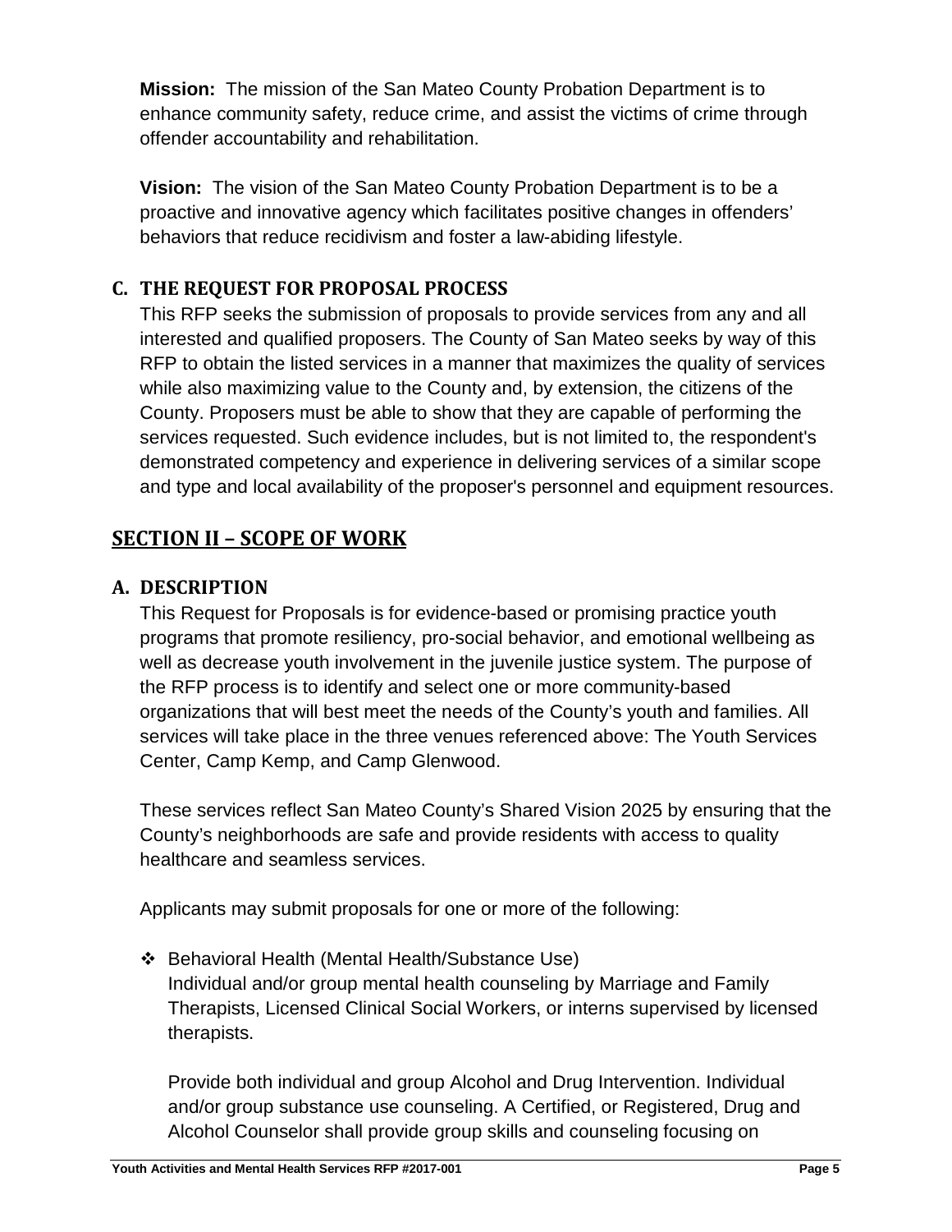**Mission:** The mission of the San Mateo County Probation Department is to enhance community safety, reduce crime, and assist the victims of crime through offender accountability and rehabilitation.

**Vision:** The vision of the San Mateo County Probation Department is to be a proactive and innovative agency which facilitates positive changes in offenders' behaviors that reduce recidivism and foster a law-abiding lifestyle.

### C. THE REQUEST FOR PROPOSAL PROCESS

This RFP seeks the submission of proposals to provide services from any and all interested and qualified proposers. The County of San Mateo seeks by way of this RFP to obtain the listed services in a manner that maximizes the quality of services while also maximizing value to the County and, by extension, the citizens of the County. Proposers must be able to show that they are capable of performing the services requested. Such evidence includes, but is not limited to, the respondent's demonstrated competency and experience in delivering services of a similar scope and type and local availability of the proposer's personnel and equipment resources.

## SECTION II – SCOPE OF WORK

### A. DESCRIPTION

This Request for Proposals is for evidence-based or promising practice youth programs that promote resiliency, pro-social behavior, and emotional wellbeing as well as decrease youth involvement in the juvenile justice system. The purpose of the RFP process is to identify and select one or more community-based organizations that will best meet the needs of the County's youth and families. All services will take place in the three venues referenced above: The Youth Services Center, Camp Kemp, and Camp Glenwood.

These services reflect San Mateo County's Shared Vision 2025 by ensuring that the County's neighborhoods are safe and provide residents with access to quality healthcare and seamless services.

Applicants may submit proposals for one or more of the following:

- Behavioral Health (Mental Health/Substance Use)
  Individual and/or group mental health counseling by Marriage and Family Therapists, Licensed Clinical Social Workers, or interns supervised by licensed therapists.

  Provide both individual and group Alcohol and Drug Intervention. Individual and/or group substance use counseling. A Certified, or Registered, Drug and Alcohol Counselor shall provide group skills and counseling focusing on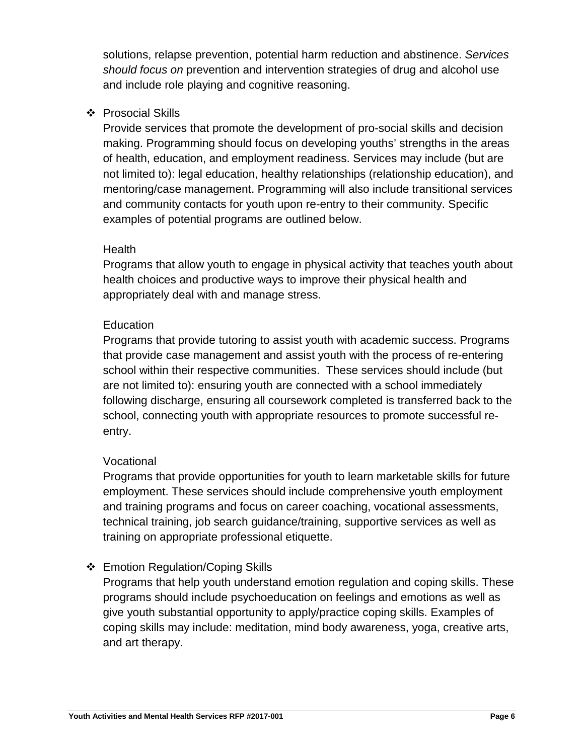solutions, relapse prevention, potential harm reduction and abstinence. *Services should focus on* prevention and intervention strategies of drug and alcohol use and include role playing and cognitive reasoning.

- Prosocial Skills

  Provide services that promote the development of pro-social skills and decision making. Programming should focus on developing youths' strengths in the areas of health, education, and employment readiness. Services may include (but are not limited to): legal education, healthy relationships (relationship education), and mentoring/case management. Programming will also include transitional services and community contacts for youth upon re-entry to their community. Specific examples of potential programs are outlined below.

  Health

  Programs that allow youth to engage in physical activity that teaches youth about health choices and productive ways to improve their physical health and appropriately deal with and manage stress.

  Education

  Programs that provide tutoring to assist youth with academic success. Programs that provide case management and assist youth with the process of re-entering school within their respective communities. These services should include (but are not limited to): ensuring youth are connected with a school immediately following discharge, ensuring all coursework completed is transferred back to the school, connecting youth with appropriate resources to promote successful re-entry.

  Vocational

  Programs that provide opportunities for youth to learn marketable skills for future employment. These services should include comprehensive youth employment and training programs and focus on career coaching, vocational assessments, technical training, job search guidance/training, supportive services as well as training on appropriate professional etiquette.

- Emotion Regulation/Coping Skills

  Programs that help youth understand emotion regulation and coping skills. These programs should include psychoeducation on feelings and emotions as well as give youth substantial opportunity to apply/practice coping skills. Examples of coping skills may include: meditation, mind body awareness, yoga, creative arts, and art therapy.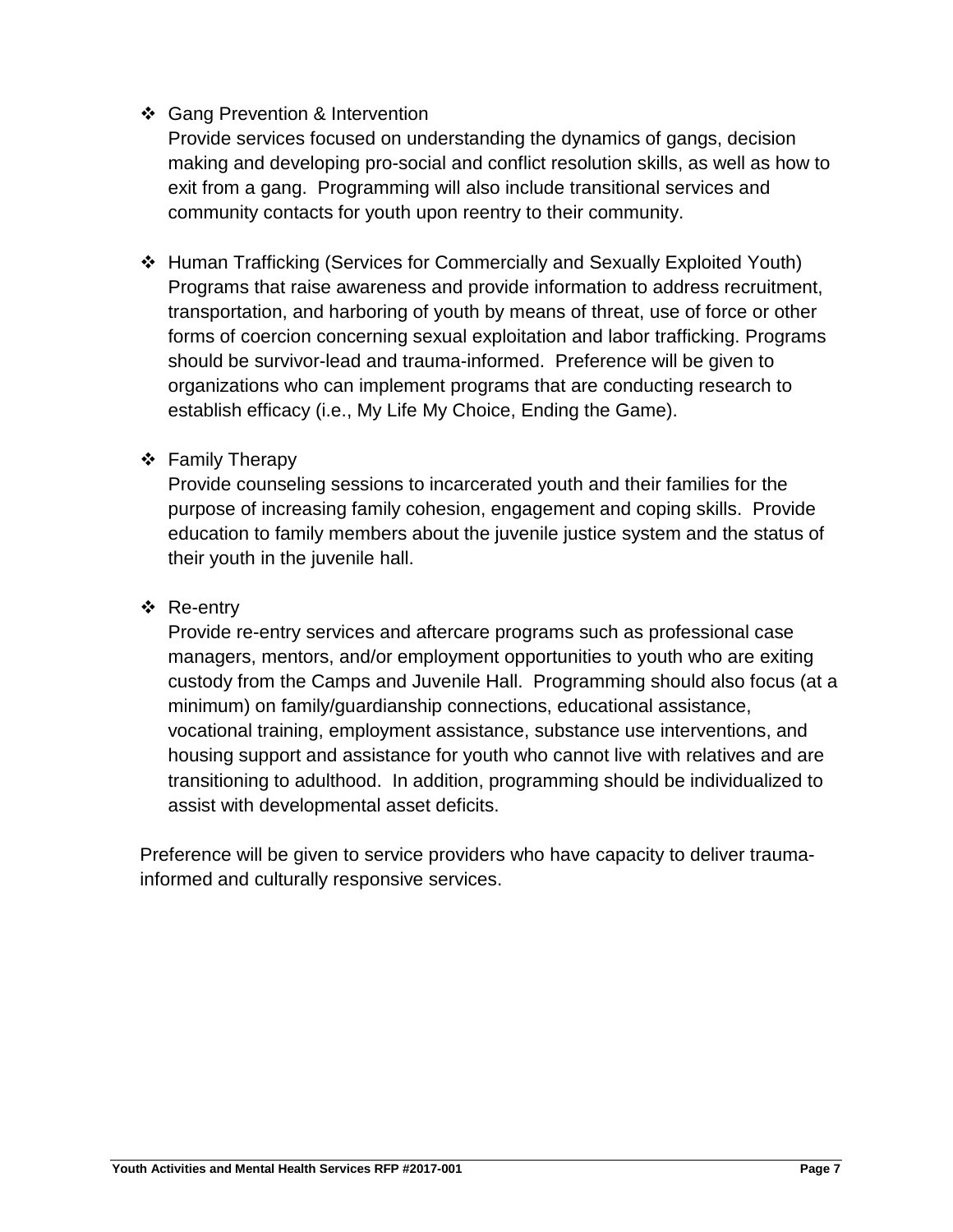- Gang Prevention & Intervention

  Provide services focused on understanding the dynamics of gangs, decision making and developing pro-social and conflict resolution skills, as well as how to exit from a gang. Programming will also include transitional services and community contacts for youth upon reentry to their community.

- Human Trafficking (Services for Commercially and Sexually Exploited Youth)

  Programs that raise awareness and provide information to address recruitment, transportation, and harboring of youth by means of threat, use of force or other forms of coercion concerning sexual exploitation and labor trafficking. Programs should be survivor-lead and trauma-informed. Preference will be given to organizations who can implement programs that are conducting research to establish efficacy (i.e., My Life My Choice, Ending the Game).

- Family Therapy

  Provide counseling sessions to incarcerated youth and their families for the purpose of increasing family cohesion, engagement and coping skills. Provide education to family members about the juvenile justice system and the status of their youth in the juvenile hall.

- Re-entry

  Provide re-entry services and aftercare programs such as professional case managers, mentors, and/or employment opportunities to youth who are exiting custody from the Camps and Juvenile Hall. Programming should also focus (at a minimum) on family/guardianship connections, educational assistance, vocational training, employment assistance, substance use interventions, and housing support and assistance for youth who cannot live with relatives and are transitioning to adulthood. In addition, programming should be individualized to assist with developmental asset deficits.

Preference will be given to service providers who have capacity to deliver trauma-informed and culturally responsive services.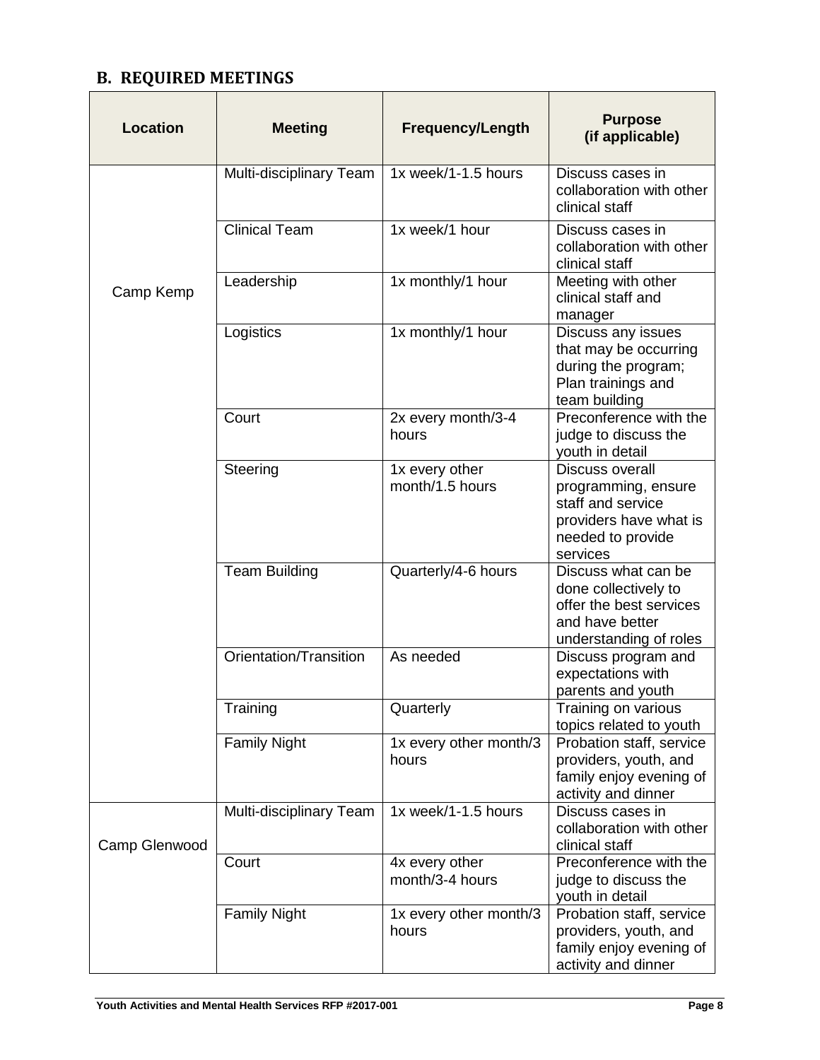## B. REQUIRED MEETINGS

| Location | Meeting | Frequency/Length | Purpose (if applicable) |
|---|---|---|---|
| Camp Kemp | Multi-disciplinary Team | 1x week/1-1.5 hours | Discuss cases in collaboration with other clinical staff |
| | Clinical Team | 1x week/1 hour | Discuss cases in collaboration with other clinical staff |
| | Leadership | 1x monthly/1 hour | Meeting with other clinical staff and manager |
| | Logistics | 1x monthly/1 hour | Discuss any issues that may be occurring during the program; Plan trainings and team building |
| | Court | 2x every month/3-4 hours | Preconference with the judge to discuss the youth in detail |
| | Steering | 1x every other month/1.5 hours | Discuss overall programming, ensure staff and service providers have what is needed to provide services |
| | Team Building | Quarterly/4-6 hours | Discuss what can be done collectively to offer the best services and have better understanding of roles |
| | Orientation/Transition | As needed | Discuss program and expectations with parents and youth |
| | Training | Quarterly | Training on various topics related to youth |
| | Family Night | 1x every other month/3 hours | Probation staff, service providers, youth, and family enjoy evening of activity and dinner |
| Camp Glenwood | Multi-disciplinary Team | 1x week/1-1.5 hours | Discuss cases in collaboration with other clinical staff |
| | Court | 4x every other month/3-4 hours | Preconference with the judge to discuss the youth in detail |
| | Family Night | 1x every other month/3 hours | Probation staff, service providers, youth, and family enjoy evening of activity and dinner |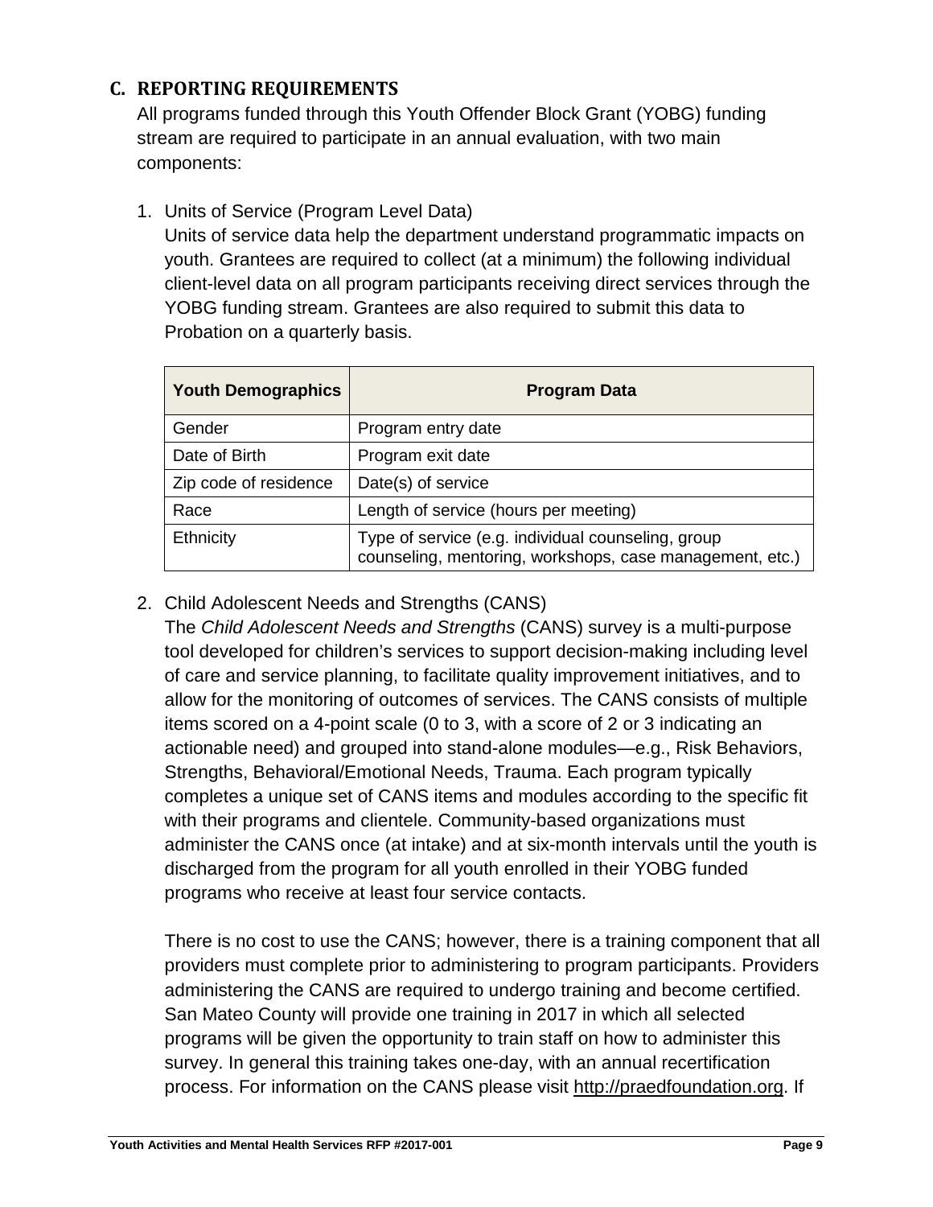## C. REPORTING REQUIREMENTS

All programs funded through this Youth Offender Block Grant (YOBG) funding stream are required to participate in an annual evaluation, with two main components:

1. Units of Service (Program Level Data)

   Units of service data help the department understand programmatic impacts on youth. Grantees are required to collect (at a minimum) the following individual client-level data on all program participants receiving direct services through the YOBG funding stream. Grantees are also required to submit this data to Probation on a quarterly basis.

| Youth Demographics | Program Data |
|---|---|
| Gender | Program entry date |
| Date of Birth | Program exit date |
| Zip code of residence | Date(s) of service |
| Race | Length of service (hours per meeting) |
| Ethnicity | Type of service (e.g. individual counseling, group counseling, mentoring, workshops, case management, etc.) |

2. Child Adolescent Needs and Strengths (CANS)

   The *Child Adolescent Needs and Strengths* (CANS) survey is a multi-purpose tool developed for children's services to support decision-making including level of care and service planning, to facilitate quality improvement initiatives, and to allow for the monitoring of outcomes of services. The CANS consists of multiple items scored on a 4-point scale (0 to 3, with a score of 2 or 3 indicating an actionable need) and grouped into stand-alone modules—e.g., Risk Behaviors, Strengths, Behavioral/Emotional Needs, Trauma. Each program typically completes a unique set of CANS items and modules according to the specific fit with their programs and clientele. Community-based organizations must administer the CANS once (at intake) and at six-month intervals until the youth is discharged from the program for all youth enrolled in their YOBG funded programs who receive at least four service contacts.

   There is no cost to use the CANS; however, there is a training component that all providers must complete prior to administering to program participants. Providers administering the CANS are required to undergo training and become certified. San Mateo County will provide one training in 2017 in which all selected programs will be given the opportunity to train staff on how to administer this survey. In general this training takes one-day, with an annual recertification process. For information on the CANS please visit http://praedfoundation.org. If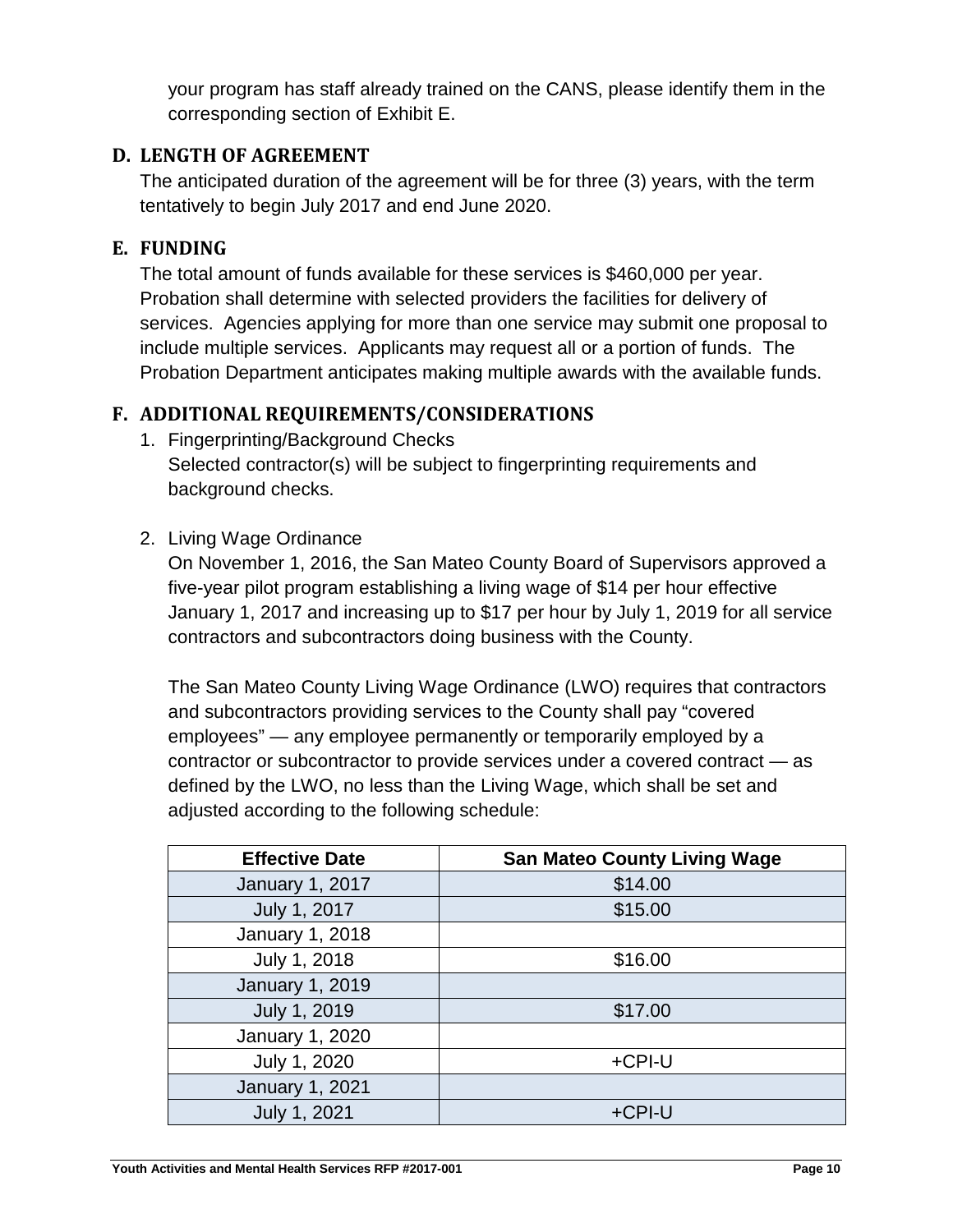your program has staff already trained on the CANS, please identify them in the corresponding section of Exhibit E.

## D. LENGTH OF AGREEMENT

The anticipated duration of the agreement will be for three (3) years, with the term tentatively to begin July 2017 and end June 2020.

## E. FUNDING

The total amount of funds available for these services is $460,000 per year. Probation shall determine with selected providers the facilities for delivery of services. Agencies applying for more than one service may submit one proposal to include multiple services. Applicants may request all or a portion of funds. The Probation Department anticipates making multiple awards with the available funds.

## F. ADDITIONAL REQUIREMENTS/CONSIDERATIONS

1. Fingerprinting/Background Checks
   Selected contractor(s) will be subject to fingerprinting requirements and background checks.

2. Living Wage Ordinance
   On November 1, 2016, the San Mateo County Board of Supervisors approved a five-year pilot program establishing a living wage of $14 per hour effective January 1, 2017 and increasing up to $17 per hour by July 1, 2019 for all service contractors and subcontractors doing business with the County.

   The San Mateo County Living Wage Ordinance (LWO) requires that contractors and subcontractors providing services to the County shall pay "covered employees" — any employee permanently or temporarily employed by a contractor or subcontractor to provide services under a covered contract — as defined by the LWO, no less than the Living Wage, which shall be set and adjusted according to the following schedule:

| Effective Date | San Mateo County Living Wage |
|---|---|
| January 1, 2017 | $14.00 |
| July 1, 2017 | $15.00 |
| January 1, 2018 | |
| July 1, 2018 | $16.00 |
| January 1, 2019 | |
| July 1, 2019 | $17.00 |
| January 1, 2020 | |
| July 1, 2020 | +CPI-U |
| January 1, 2021 | |
| July 1, 2021 | +CPI-U |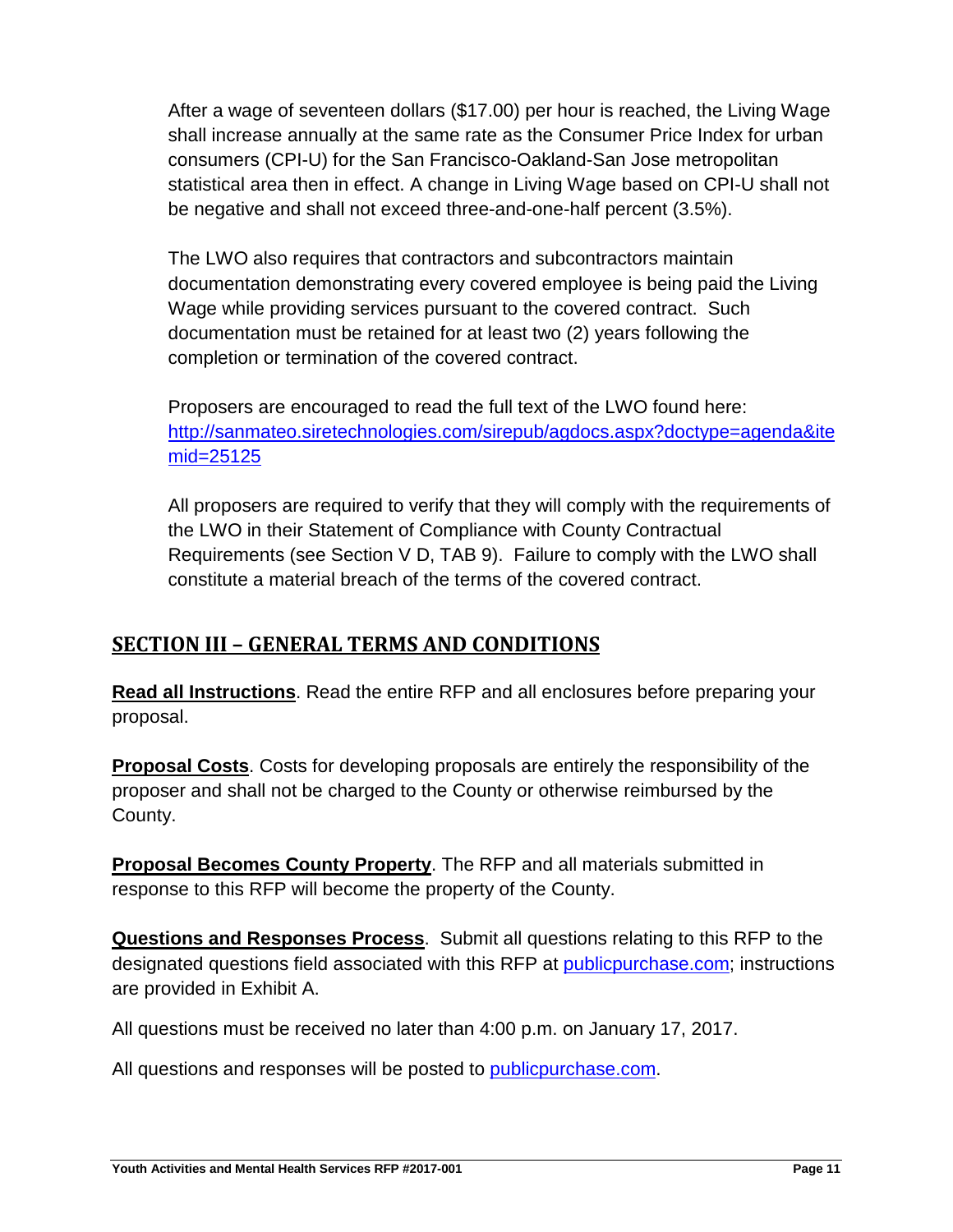After a wage of seventeen dollars ($17.00) per hour is reached, the Living Wage shall increase annually at the same rate as the Consumer Price Index for urban consumers (CPI-U) for the San Francisco-Oakland-San Jose metropolitan statistical area then in effect. A change in Living Wage based on CPI-U shall not be negative and shall not exceed three-and-one-half percent (3.5%).

The LWO also requires that contractors and subcontractors maintain documentation demonstrating every covered employee is being paid the Living Wage while providing services pursuant to the covered contract. Such documentation must be retained for at least two (2) years following the completion or termination of the covered contract.

Proposers are encouraged to read the full text of the LWO found here: [http://sanmateo.siretechnologies.com/sirepub/agdocs.aspx?doctype=agenda&itemid=25125](http://sanmateo.siretechnologies.com/sirepub/agdocs.aspx?doctype=agenda&itemid=25125)

All proposers are required to verify that they will comply with the requirements of the LWO in their Statement of Compliance with County Contractual Requirements (see Section V D, TAB 9). Failure to comply with the LWO shall constitute a material breach of the terms of the covered contract.

## SECTION III – GENERAL TERMS AND CONDITIONS

**Read all Instructions**. Read the entire RFP and all enclosures before preparing your proposal.

**Proposal Costs**. Costs for developing proposals are entirely the responsibility of the proposer and shall not be charged to the County or otherwise reimbursed by the County.

**Proposal Becomes County Property**. The RFP and all materials submitted in response to this RFP will become the property of the County.

**Questions and Responses Process**. Submit all questions relating to this RFP to the designated questions field associated with this RFP at [publicpurchase.com](publicpurchase.com); instructions are provided in Exhibit A.

All questions must be received no later than 4:00 p.m. on January 17, 2017.

All questions and responses will be posted to [publicpurchase.com](publicpurchase.com).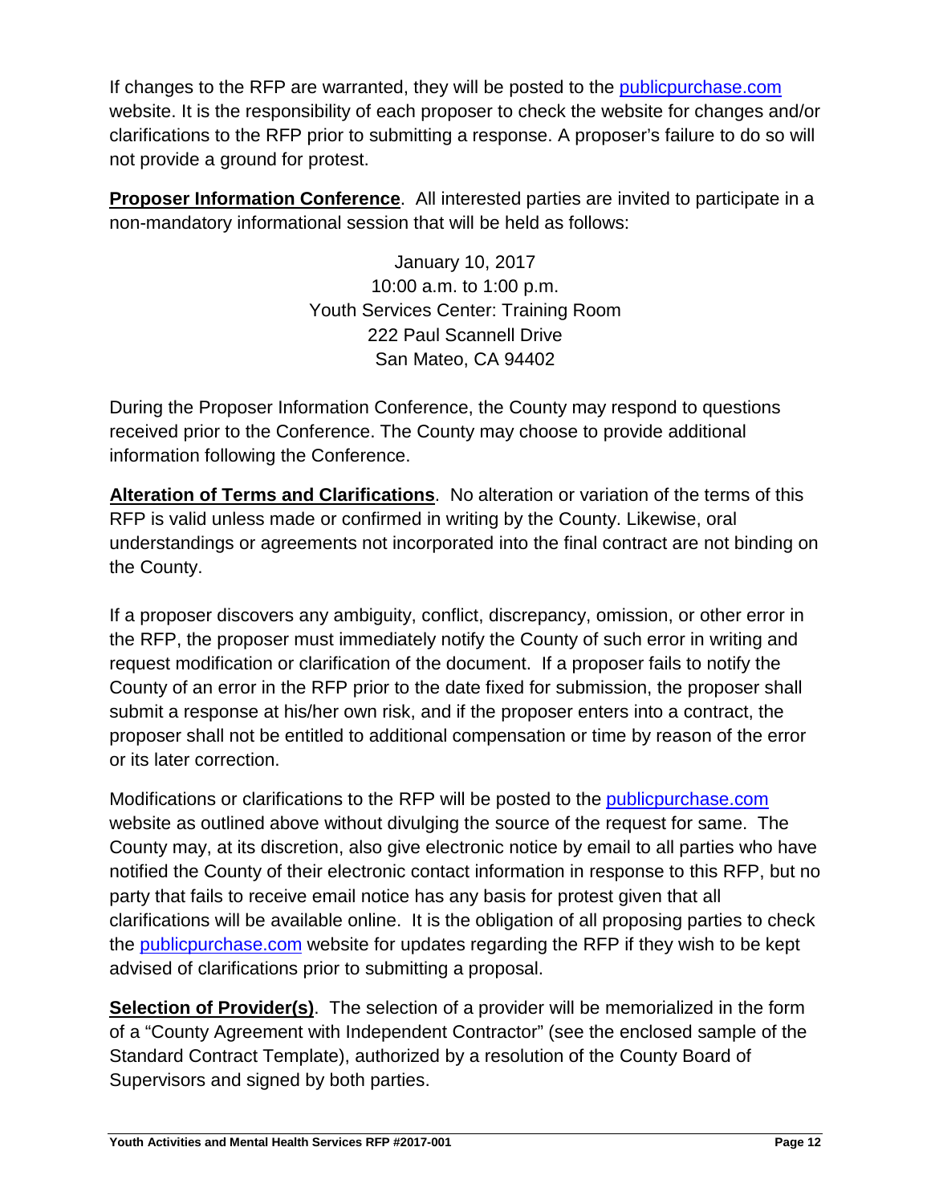If changes to the RFP are warranted, they will be posted to the publicpurchase.com website. It is the responsibility of each proposer to check the website for changes and/or clarifications to the RFP prior to submitting a response. A proposer's failure to do so will not provide a ground for protest.

**Proposer Information Conference**. All interested parties are invited to participate in a non-mandatory informational session that will be held as follows:

January 10, 2017
10:00 a.m. to 1:00 p.m.
Youth Services Center: Training Room
222 Paul Scannell Drive
San Mateo, CA 94402

During the Proposer Information Conference, the County may respond to questions received prior to the Conference. The County may choose to provide additional information following the Conference.

**Alteration of Terms and Clarifications**. No alteration or variation of the terms of this RFP is valid unless made or confirmed in writing by the County. Likewise, oral understandings or agreements not incorporated into the final contract are not binding on the County.

If a proposer discovers any ambiguity, conflict, discrepancy, omission, or other error in the RFP, the proposer must immediately notify the County of such error in writing and request modification or clarification of the document. If a proposer fails to notify the County of an error in the RFP prior to the date fixed for submission, the proposer shall submit a response at his/her own risk, and if the proposer enters into a contract, the proposer shall not be entitled to additional compensation or time by reason of the error or its later correction.

Modifications or clarifications to the RFP will be posted to the publicpurchase.com website as outlined above without divulging the source of the request for same. The County may, at its discretion, also give electronic notice by email to all parties who have notified the County of their electronic contact information in response to this RFP, but no party that fails to receive email notice has any basis for protest given that all clarifications will be available online. It is the obligation of all proposing parties to check the publicpurchase.com website for updates regarding the RFP if they wish to be kept advised of clarifications prior to submitting a proposal.

**Selection of Provider(s)**. The selection of a provider will be memorialized in the form of a "County Agreement with Independent Contractor" (see the enclosed sample of the Standard Contract Template), authorized by a resolution of the County Board of Supervisors and signed by both parties.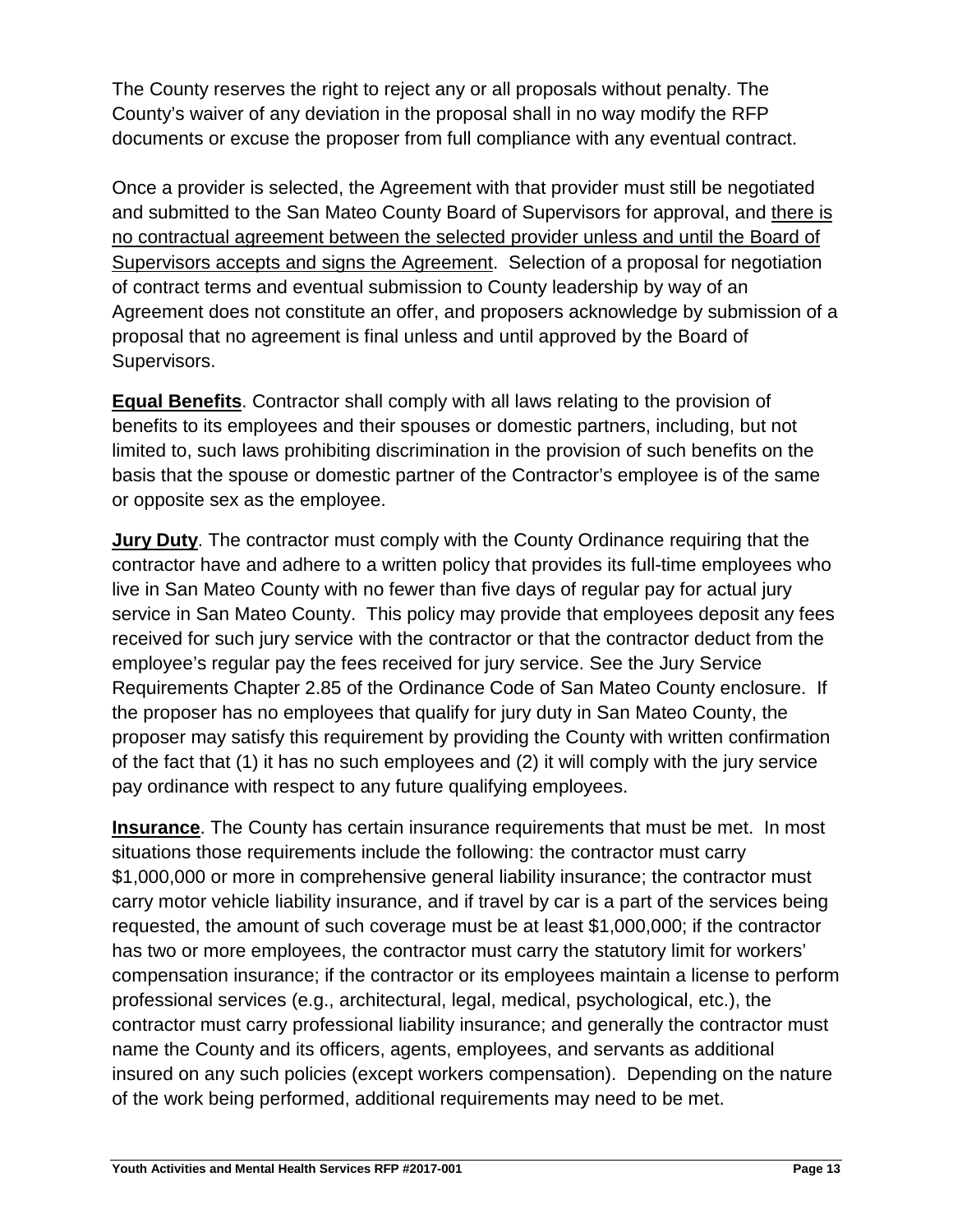The County reserves the right to reject any or all proposals without penalty. The County's waiver of any deviation in the proposal shall in no way modify the RFP documents or excuse the proposer from full compliance with any eventual contract.

Once a provider is selected, the Agreement with that provider must still be negotiated and submitted to the San Mateo County Board of Supervisors for approval, and <u>there is no contractual agreement between the selected provider unless and until the Board of Supervisors accepts and signs the Agreement</u>. Selection of a proposal for negotiation of contract terms and eventual submission to County leadership by way of an Agreement does not constitute an offer, and proposers acknowledge by submission of a proposal that no agreement is final unless and until approved by the Board of Supervisors.

**<u>Equal Benefits</u>**. Contractor shall comply with all laws relating to the provision of benefits to its employees and their spouses or domestic partners, including, but not limited to, such laws prohibiting discrimination in the provision of such benefits on the basis that the spouse or domestic partner of the Contractor's employee is of the same or opposite sex as the employee.

**<u>Jury Duty</u>**. The contractor must comply with the County Ordinance requiring that the contractor have and adhere to a written policy that provides its full-time employees who live in San Mateo County with no fewer than five days of regular pay for actual jury service in San Mateo County. This policy may provide that employees deposit any fees received for such jury service with the contractor or that the contractor deduct from the employee's regular pay the fees received for jury service. See the Jury Service Requirements Chapter 2.85 of the Ordinance Code of San Mateo County enclosure. If the proposer has no employees that qualify for jury duty in San Mateo County, the proposer may satisfy this requirement by providing the County with written confirmation of the fact that (1) it has no such employees and (2) it will comply with the jury service pay ordinance with respect to any future qualifying employees.

**<u>Insurance</u>**. The County has certain insurance requirements that must be met. In most situations those requirements include the following: the contractor must carry $1,000,000 or more in comprehensive general liability insurance; the contractor must carry motor vehicle liability insurance, and if travel by car is a part of the services being requested, the amount of such coverage must be at least $1,000,000; if the contractor has two or more employees, the contractor must carry the statutory limit for workers' compensation insurance; if the contractor or its employees maintain a license to perform professional services (e.g., architectural, legal, medical, psychological, etc.), the contractor must carry professional liability insurance; and generally the contractor must name the County and its officers, agents, employees, and servants as additional insured on any such policies (except workers compensation). Depending on the nature of the work being performed, additional requirements may need to be met.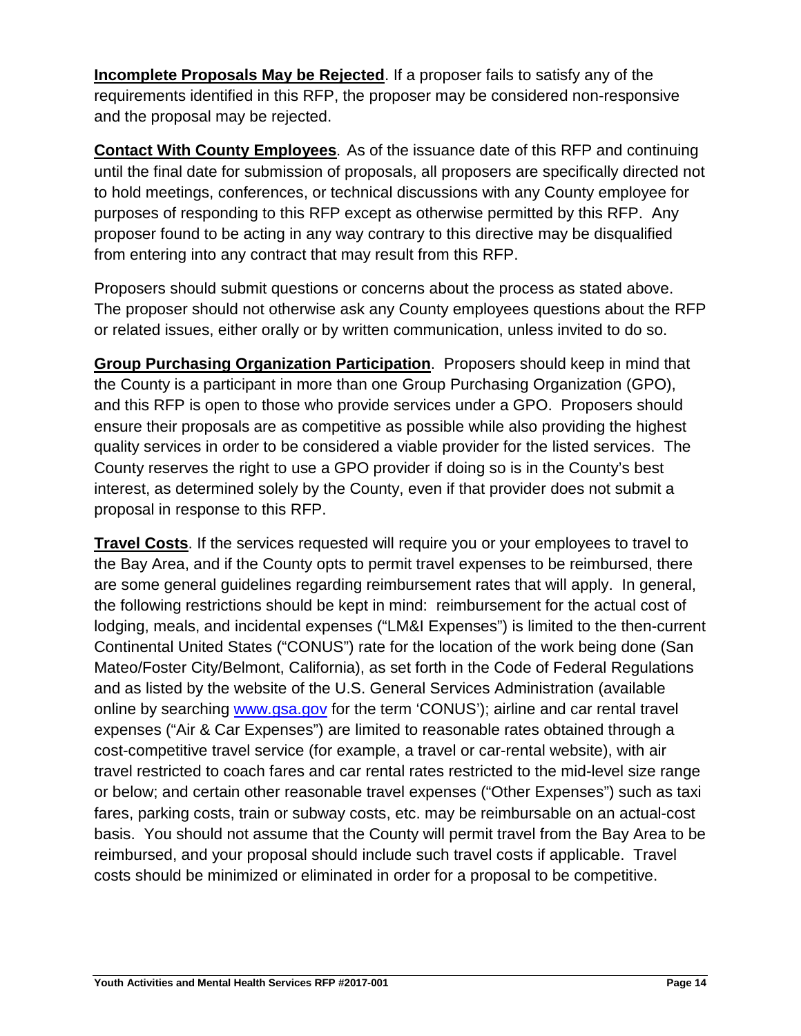**Incomplete Proposals May be Rejected**. If a proposer fails to satisfy any of the requirements identified in this RFP, the proposer may be considered non-responsive and the proposal may be rejected.

**Contact With County Employees**. As of the issuance date of this RFP and continuing until the final date for submission of proposals, all proposers are specifically directed not to hold meetings, conferences, or technical discussions with any County employee for purposes of responding to this RFP except as otherwise permitted by this RFP. Any proposer found to be acting in any way contrary to this directive may be disqualified from entering into any contract that may result from this RFP.

Proposers should submit questions or concerns about the process as stated above. The proposer should not otherwise ask any County employees questions about the RFP or related issues, either orally or by written communication, unless invited to do so.

**Group Purchasing Organization Participation**. Proposers should keep in mind that the County is a participant in more than one Group Purchasing Organization (GPO), and this RFP is open to those who provide services under a GPO. Proposers should ensure their proposals are as competitive as possible while also providing the highest quality services in order to be considered a viable provider for the listed services. The County reserves the right to use a GPO provider if doing so is in the County's best interest, as determined solely by the County, even if that provider does not submit a proposal in response to this RFP.

**Travel Costs**. If the services requested will require you or your employees to travel to the Bay Area, and if the County opts to permit travel expenses to be reimbursed, there are some general guidelines regarding reimbursement rates that will apply. In general, the following restrictions should be kept in mind: reimbursement for the actual cost of lodging, meals, and incidental expenses ("LM&I Expenses") is limited to the then-current Continental United States ("CONUS") rate for the location of the work being done (San Mateo/Foster City/Belmont, California), as set forth in the Code of Federal Regulations and as listed by the website of the U.S. General Services Administration (available online by searching [www.gsa.gov](http://www.gsa.gov) for the term 'CONUS'); airline and car rental travel expenses ("Air & Car Expenses") are limited to reasonable rates obtained through a cost-competitive travel service (for example, a travel or car-rental website), with air travel restricted to coach fares and car rental rates restricted to the mid-level size range or below; and certain other reasonable travel expenses ("Other Expenses") such as taxi fares, parking costs, train or subway costs, etc. may be reimbursable on an actual-cost basis. You should not assume that the County will permit travel from the Bay Area to be reimbursed, and your proposal should include such travel costs if applicable. Travel costs should be minimized or eliminated in order for a proposal to be competitive.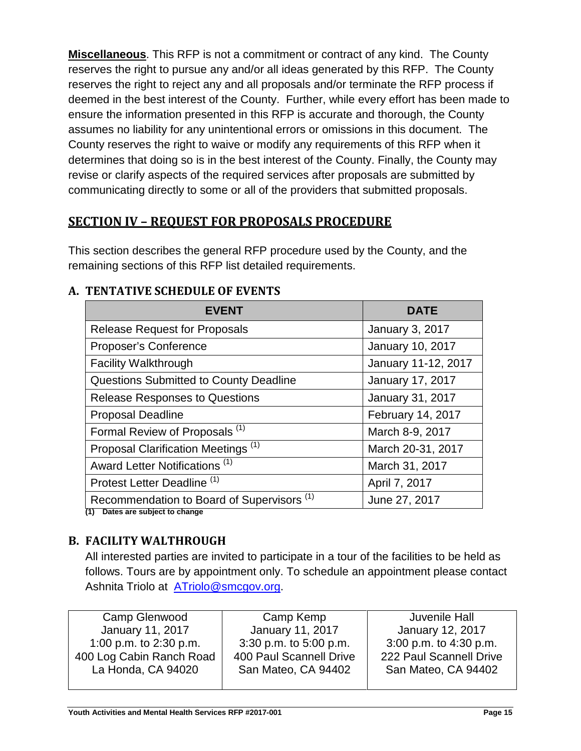**Miscellaneous**. This RFP is not a commitment or contract of any kind. The County reserves the right to pursue any and/or all ideas generated by this RFP. The County reserves the right to reject any and all proposals and/or terminate the RFP process if deemed in the best interest of the County. Further, while every effort has been made to ensure the information presented in this RFP is accurate and thorough, the County assumes no liability for any unintentional errors or omissions in this document. The County reserves the right to waive or modify any requirements of this RFP when it determines that doing so is in the best interest of the County. Finally, the County may revise or clarify aspects of the required services after proposals are submitted by communicating directly to some or all of the providers that submitted proposals.

## SECTION IV – REQUEST FOR PROPOSALS PROCEDURE

This section describes the general RFP procedure used by the County, and the remaining sections of this RFP list detailed requirements.

### A. TENTATIVE SCHEDULE OF EVENTS

| EVENT | DATE |
|---|---|
| Release Request for Proposals | January 3, 2017 |
| Proposer's Conference | January 10, 2017 |
| Facility Walkthrough | January 11-12, 2017 |
| Questions Submitted to County Deadline | January 17, 2017 |
| Release Responses to Questions | January 31, 2017 |
| Proposal Deadline | February 14, 2017 |
| Formal Review of Proposals (1) | March 8-9, 2017 |
| Proposal Clarification Meetings (1) | March 20-31, 2017 |
| Award Letter Notifications (1) | March 31, 2017 |
| Protest Letter Deadline (1) | April 7, 2017 |
| Recommendation to Board of Supervisors (1) | June 27, 2017 |

**(1) Dates are subject to change**

### B. FACILITY WALTHROUGH

All interested parties are invited to participate in a tour of the facilities to be held as follows. Tours are by appointment only. To schedule an appointment please contact Ashnita Triolo at ATriolo@smcgov.org.

| Camp Glenwood | Camp Kemp | Juvenile Hall |
|---|---|---|
| January 11, 2017 | January 11, 2017 | January 12, 2017 |
| 1:00 p.m. to 2:30 p.m. | 3:30 p.m. to 5:00 p.m. | 3:00 p.m. to 4:30 p.m. |
| 400 Log Cabin Ranch Road | 400 Paul Scannell Drive | 222 Paul Scannell Drive |
| La Honda, CA 94020 | San Mateo, CA 94402 | San Mateo, CA 94402 |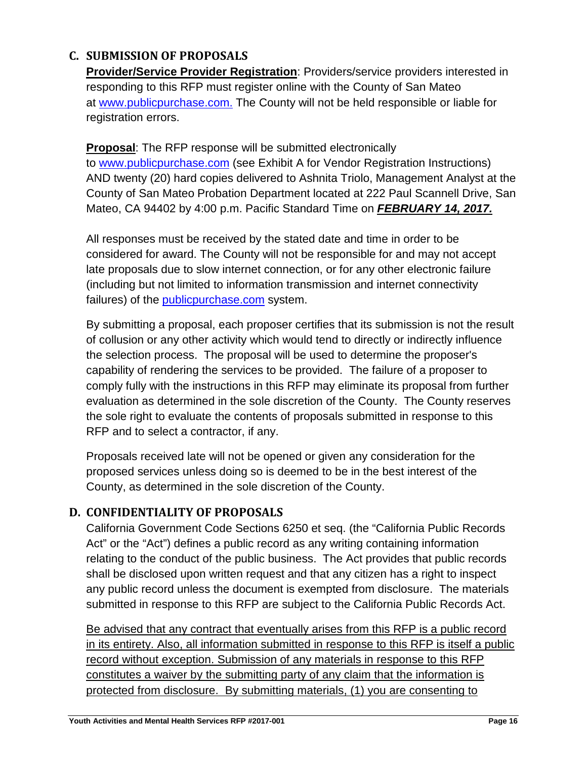## C. SUBMISSION OF PROPOSALS

**<u>Provider/Service Provider Registration</u>**: Providers/service providers interested in responding to this RFP must register online with the County of San Mateo at www.publicpurchase.com. The County will not be held responsible or liable for registration errors.

**<u>Proposal</u>**: The RFP response will be submitted electronically to www.publicpurchase.com (see Exhibit A for Vendor Registration Instructions) AND twenty (20) hard copies delivered to Ashnita Triolo, Management Analyst at the County of San Mateo Probation Department located at 222 Paul Scannell Drive, San Mateo, CA 94402 by 4:00 p.m. Pacific Standard Time on ***<u>FEBRUARY 14, 2017.</u>***

All responses must be received by the stated date and time in order to be considered for award. The County will not be responsible for and may not accept late proposals due to slow internet connection, or for any other electronic failure (including but not limited to information transmission and internet connectivity failures) of the publicpurchase.com system.

By submitting a proposal, each proposer certifies that its submission is not the result of collusion or any other activity which would tend to directly or indirectly influence the selection process. The proposal will be used to determine the proposer's capability of rendering the services to be provided. The failure of a proposer to comply fully with the instructions in this RFP may eliminate its proposal from further evaluation as determined in the sole discretion of the County. The County reserves the sole right to evaluate the contents of proposals submitted in response to this RFP and to select a contractor, if any.

Proposals received late will not be opened or given any consideration for the proposed services unless doing so is deemed to be in the best interest of the County, as determined in the sole discretion of the County.

## D. CONFIDENTIALITY OF PROPOSALS

California Government Code Sections 6250 et seq. (the "California Public Records Act" or the "Act") defines a public record as any writing containing information relating to the conduct of the public business. The Act provides that public records shall be disclosed upon written request and that any citizen has a right to inspect any public record unless the document is exempted from disclosure. The materials submitted in response to this RFP are subject to the California Public Records Act.

<u>Be advised that any contract that eventually arises from this RFP is a public record in its entirety. Also, all information submitted in response to this RFP is itself a public record without exception. Submission of any materials in response to this RFP constitutes a waiver by the submitting party of any claim that the information is protected from disclosure. By submitting materials, (1) you are consenting to</u>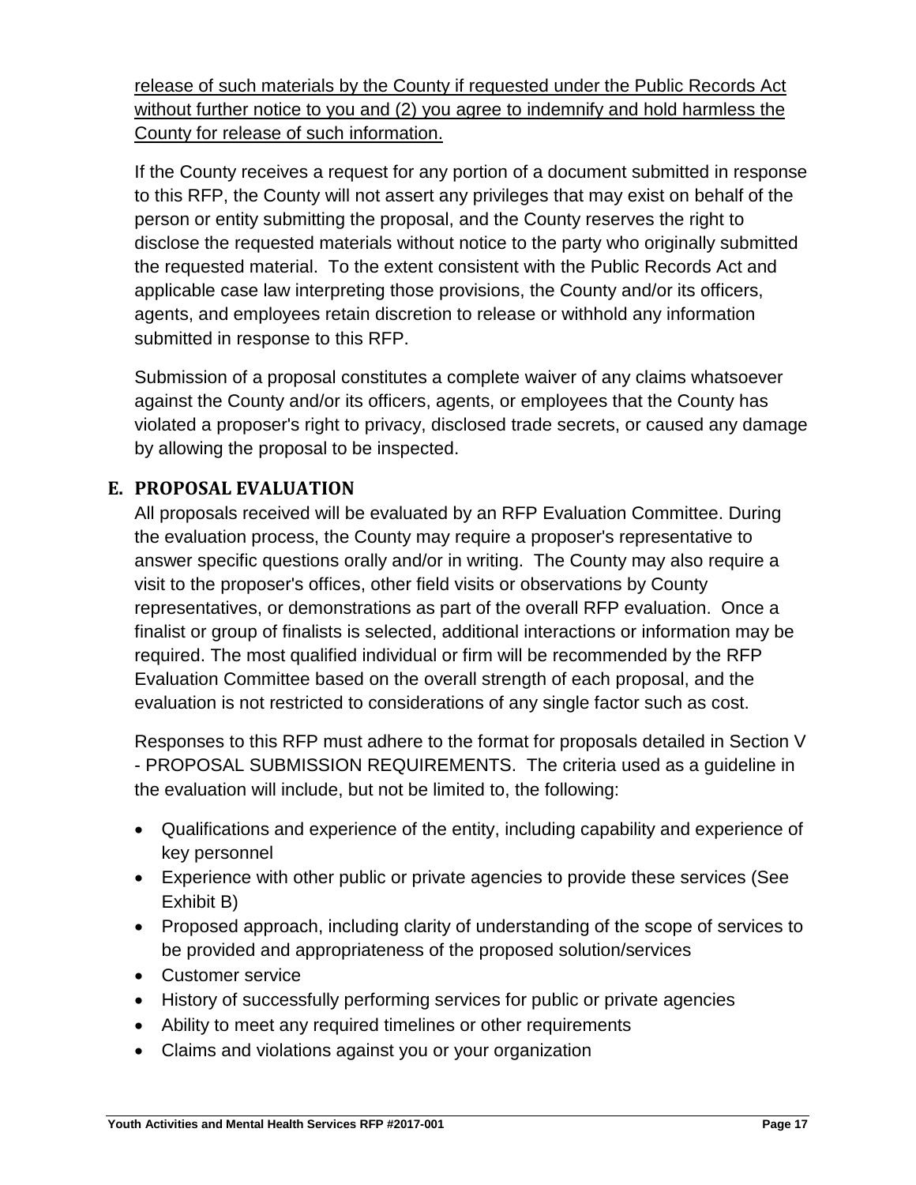release of such materials by the County if requested under the Public Records Act without further notice to you and (2) you agree to indemnify and hold harmless the County for release of such information.

If the County receives a request for any portion of a document submitted in response to this RFP, the County will not assert any privileges that may exist on behalf of the person or entity submitting the proposal, and the County reserves the right to disclose the requested materials without notice to the party who originally submitted the requested material. To the extent consistent with the Public Records Act and applicable case law interpreting those provisions, the County and/or its officers, agents, and employees retain discretion to release or withhold any information submitted in response to this RFP.

Submission of a proposal constitutes a complete waiver of any claims whatsoever against the County and/or its officers, agents, or employees that the County has violated a proposer's right to privacy, disclosed trade secrets, or caused any damage by allowing the proposal to be inspected.

## E. PROPOSAL EVALUATION

All proposals received will be evaluated by an RFP Evaluation Committee. During the evaluation process, the County may require a proposer's representative to answer specific questions orally and/or in writing. The County may also require a visit to the proposer's offices, other field visits or observations by County representatives, or demonstrations as part of the overall RFP evaluation. Once a finalist or group of finalists is selected, additional interactions or information may be required. The most qualified individual or firm will be recommended by the RFP Evaluation Committee based on the overall strength of each proposal, and the evaluation is not restricted to considerations of any single factor such as cost.

Responses to this RFP must adhere to the format for proposals detailed in Section V - PROPOSAL SUBMISSION REQUIREMENTS. The criteria used as a guideline in the evaluation will include, but not be limited to, the following:

- Qualifications and experience of the entity, including capability and experience of key personnel
- Experience with other public or private agencies to provide these services (See Exhibit B)
- Proposed approach, including clarity of understanding of the scope of services to be provided and appropriateness of the proposed solution/services
- Customer service
- History of successfully performing services for public or private agencies
- Ability to meet any required timelines or other requirements
- Claims and violations against you or your organization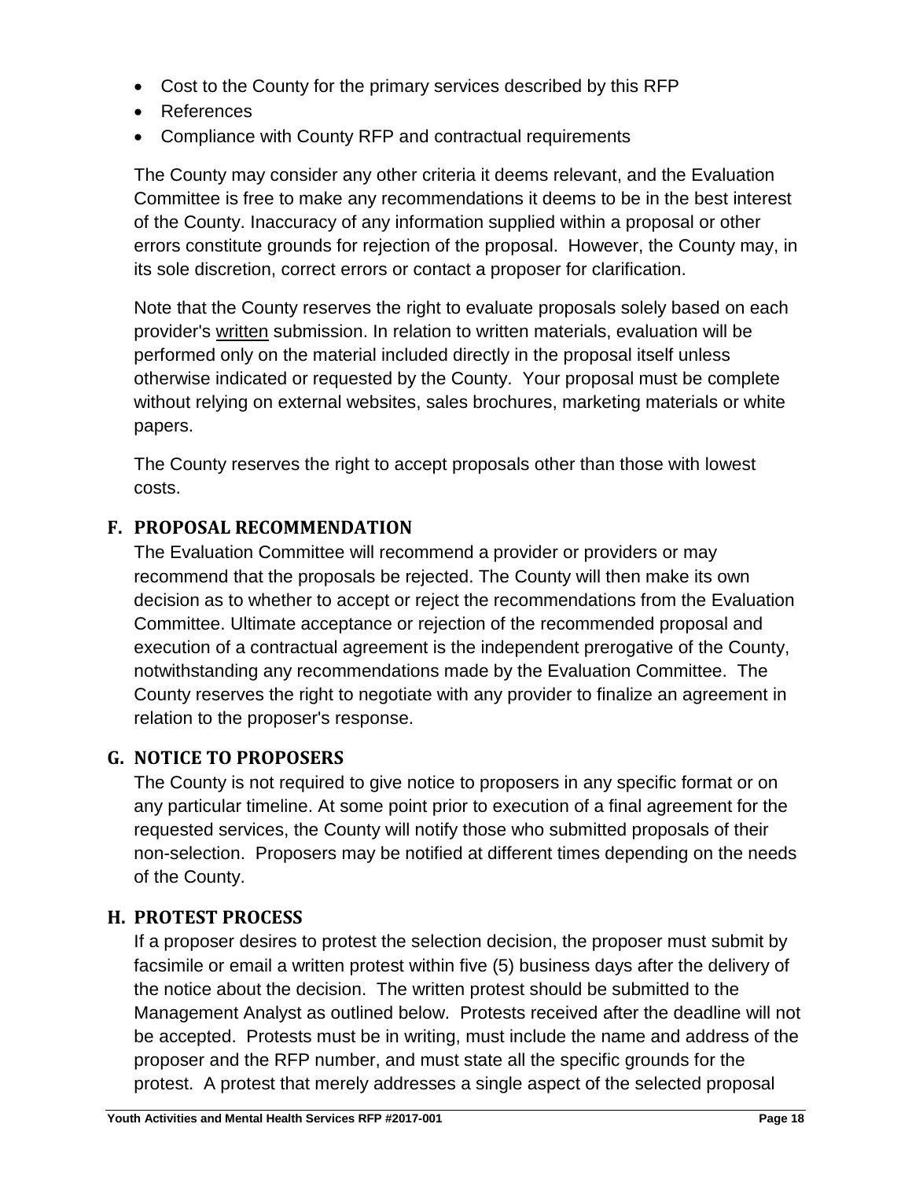- Cost to the County for the primary services described by this RFP
- References
- Compliance with County RFP and contractual requirements

The County may consider any other criteria it deems relevant, and the Evaluation Committee is free to make any recommendations it deems to be in the best interest of the County. Inaccuracy of any information supplied within a proposal or other errors constitute grounds for rejection of the proposal. However, the County may, in its sole discretion, correct errors or contact a proposer for clarification.

Note that the County reserves the right to evaluate proposals solely based on each provider's written submission. In relation to written materials, evaluation will be performed only on the material included directly in the proposal itself unless otherwise indicated or requested by the County. Your proposal must be complete without relying on external websites, sales brochures, marketing materials or white papers.

The County reserves the right to accept proposals other than those with lowest costs.

## F. PROPOSAL RECOMMENDATION

The Evaluation Committee will recommend a provider or providers or may recommend that the proposals be rejected. The County will then make its own decision as to whether to accept or reject the recommendations from the Evaluation Committee. Ultimate acceptance or rejection of the recommended proposal and execution of a contractual agreement is the independent prerogative of the County, notwithstanding any recommendations made by the Evaluation Committee. The County reserves the right to negotiate with any provider to finalize an agreement in relation to the proposer's response.

## G. NOTICE TO PROPOSERS

The County is not required to give notice to proposers in any specific format or on any particular timeline. At some point prior to execution of a final agreement for the requested services, the County will notify those who submitted proposals of their non-selection. Proposers may be notified at different times depending on the needs of the County.

## H. PROTEST PROCESS

If a proposer desires to protest the selection decision, the proposer must submit by facsimile or email a written protest within five (5) business days after the delivery of the notice about the decision. The written protest should be submitted to the Management Analyst as outlined below. Protests received after the deadline will not be accepted. Protests must be in writing, must include the name and address of the proposer and the RFP number, and must state all the specific grounds for the protest. A protest that merely addresses a single aspect of the selected proposal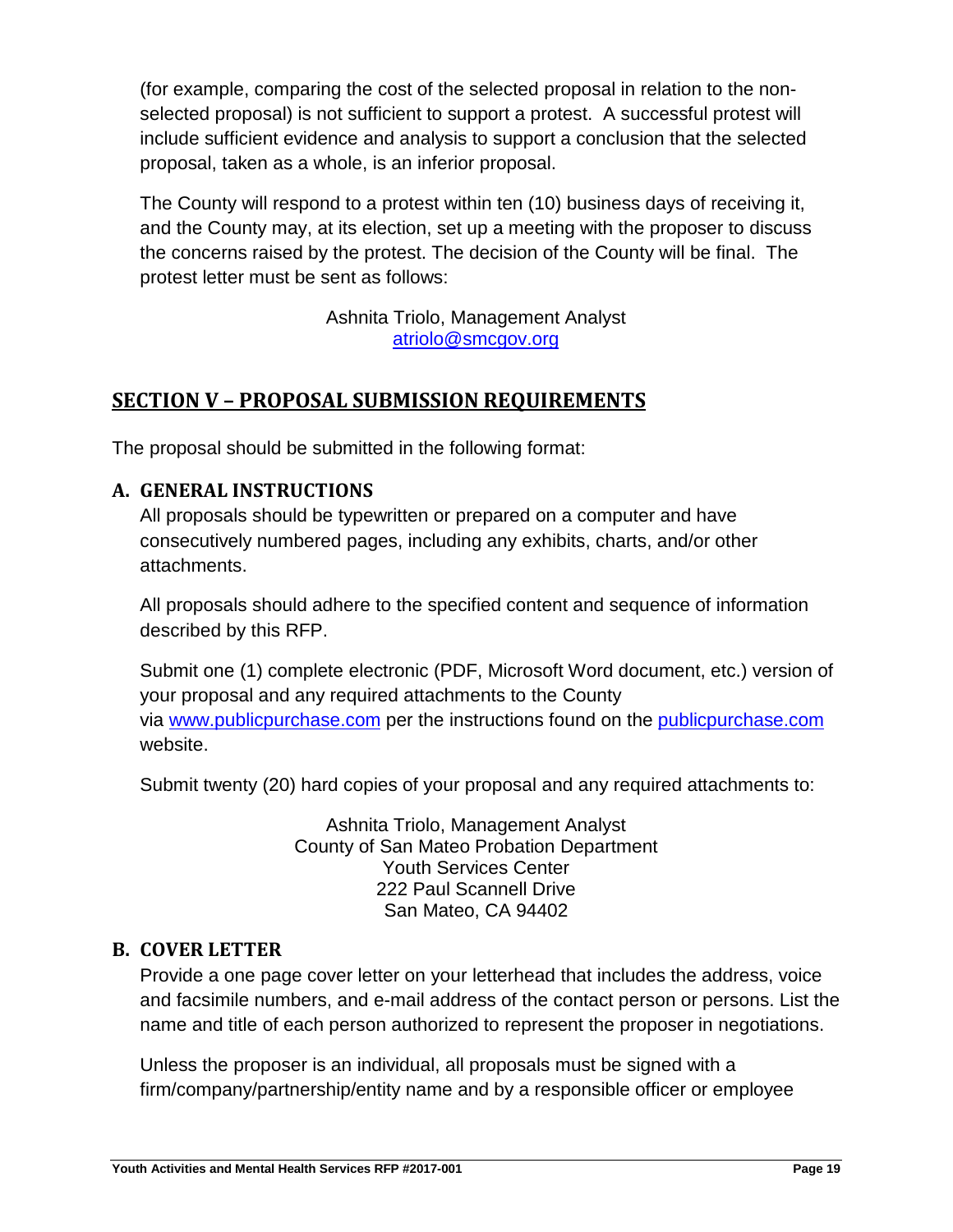(for example, comparing the cost of the selected proposal in relation to the non-selected proposal) is not sufficient to support a protest. A successful protest will include sufficient evidence and analysis to support a conclusion that the selected proposal, taken as a whole, is an inferior proposal.

The County will respond to a protest within ten (10) business days of receiving it, and the County may, at its election, set up a meeting with the proposer to discuss the concerns raised by the protest. The decision of the County will be final. The protest letter must be sent as follows:

Ashnita Triolo, Management Analyst
atriolo@smcgov.org

## SECTION V – PROPOSAL SUBMISSION REQUIREMENTS

The proposal should be submitted in the following format:

### A. GENERAL INSTRUCTIONS

All proposals should be typewritten or prepared on a computer and have consecutively numbered pages, including any exhibits, charts, and/or other attachments.

All proposals should adhere to the specified content and sequence of information described by this RFP.

Submit one (1) complete electronic (PDF, Microsoft Word document, etc.) version of your proposal and any required attachments to the County via www.publicpurchase.com per the instructions found on the publicpurchase.com website.

Submit twenty (20) hard copies of your proposal and any required attachments to:

Ashnita Triolo, Management Analyst
County of San Mateo Probation Department
Youth Services Center
222 Paul Scannell Drive
San Mateo, CA 94402

### B. COVER LETTER

Provide a one page cover letter on your letterhead that includes the address, voice and facsimile numbers, and e-mail address of the contact person or persons. List the name and title of each person authorized to represent the proposer in negotiations.

Unless the proposer is an individual, all proposals must be signed with a firm/company/partnership/entity name and by a responsible officer or employee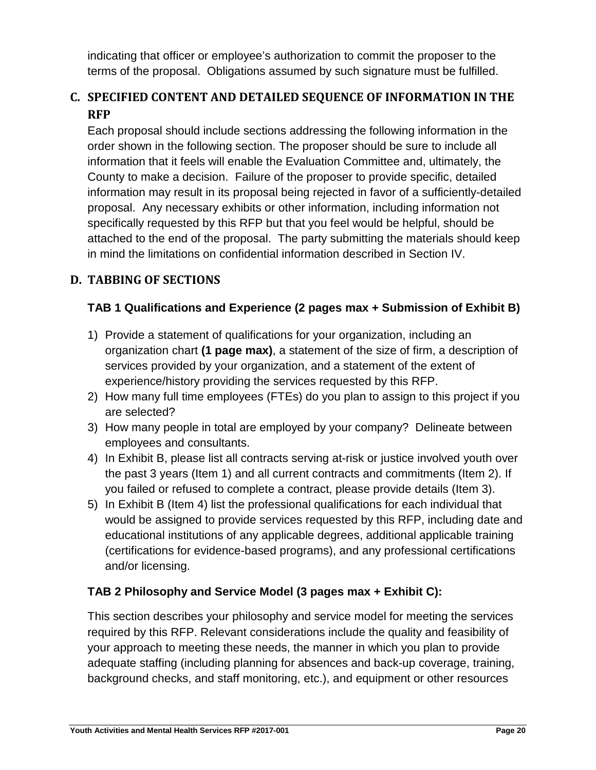indicating that officer or employee's authorization to commit the proposer to the terms of the proposal. Obligations assumed by such signature must be fulfilled.

## C. SPECIFIED CONTENT AND DETAILED SEQUENCE OF INFORMATION IN THE RFP

Each proposal should include sections addressing the following information in the order shown in the following section. The proposer should be sure to include all information that it feels will enable the Evaluation Committee and, ultimately, the County to make a decision. Failure of the proposer to provide specific, detailed information may result in its proposal being rejected in favor of a sufficiently-detailed proposal. Any necessary exhibits or other information, including information not specifically requested by this RFP but that you feel would be helpful, should be attached to the end of the proposal. The party submitting the materials should keep in mind the limitations on confidential information described in Section IV.

## D. TABBING OF SECTIONS

### TAB 1 Qualifications and Experience (2 pages max + Submission of Exhibit B)

1) Provide a statement of qualifications for your organization, including an organization chart **(1 page max)**, a statement of the size of firm, a description of services provided by your organization, and a statement of the extent of experience/history providing the services requested by this RFP.
2) How many full time employees (FTEs) do you plan to assign to this project if you are selected?
3) How many people in total are employed by your company? Delineate between employees and consultants.
4) In Exhibit B, please list all contracts serving at-risk or justice involved youth over the past 3 years (Item 1) and all current contracts and commitments (Item 2). If you failed or refused to complete a contract, please provide details (Item 3).
5) In Exhibit B (Item 4) list the professional qualifications for each individual that would be assigned to provide services requested by this RFP, including date and educational institutions of any applicable degrees, additional applicable training (certifications for evidence-based programs), and any professional certifications and/or licensing.

### TAB 2 Philosophy and Service Model (3 pages max + Exhibit C):

This section describes your philosophy and service model for meeting the services required by this RFP. Relevant considerations include the quality and feasibility of your approach to meeting these needs, the manner in which you plan to provide adequate staffing (including planning for absences and back-up coverage, training, background checks, and staff monitoring, etc.), and equipment or other resources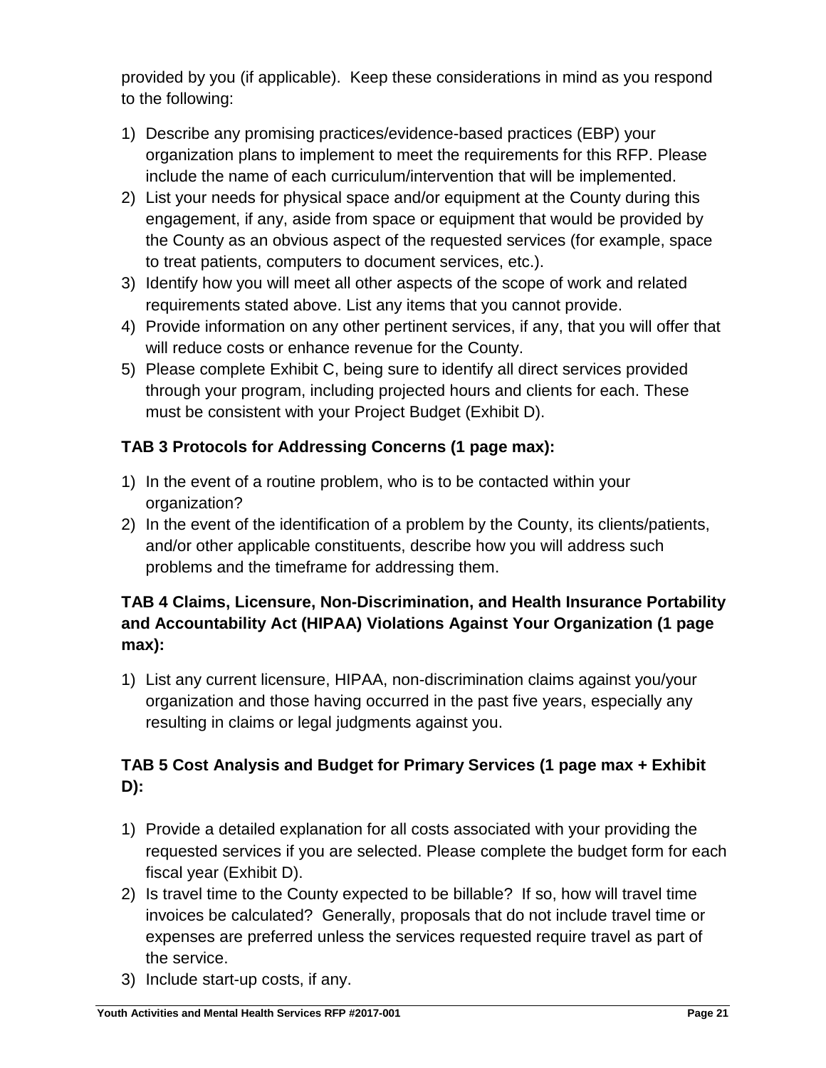provided by you (if applicable).  Keep these considerations in mind as you respond to the following:

1) Describe any promising practices/evidence-based practices (EBP) your organization plans to implement to meet the requirements for this RFP. Please include the name of each curriculum/intervention that will be implemented.
2) List your needs for physical space and/or equipment at the County during this engagement, if any, aside from space or equipment that would be provided by the County as an obvious aspect of the requested services (for example, space to treat patients, computers to document services, etc.).
3) Identify how you will meet all other aspects of the scope of work and related requirements stated above. List any items that you cannot provide.
4) Provide information on any other pertinent services, if any, that you will offer that will reduce costs or enhance revenue for the County.
5) Please complete Exhibit C, being sure to identify all direct services provided through your program, including projected hours and clients for each. These must be consistent with your Project Budget (Exhibit D).

**TAB 3 Protocols for Addressing Concerns (1 page max):**

1) In the event of a routine problem, who is to be contacted within your organization?
2) In the event of the identification of a problem by the County, its clients/patients, and/or other applicable constituents, describe how you will address such problems and the timeframe for addressing them.

**TAB 4 Claims, Licensure, Non-Discrimination, and Health Insurance Portability and Accountability Act (HIPAA) Violations Against Your Organization (1 page max):**

1) List any current licensure, HIPAA, non-discrimination claims against you/your organization and those having occurred in the past five years, especially any resulting in claims or legal judgments against you.

**TAB 5 Cost Analysis and Budget for Primary Services (1 page max + Exhibit D):**

1) Provide a detailed explanation for all costs associated with your providing the requested services if you are selected. Please complete the budget form for each fiscal year (Exhibit D).
2) Is travel time to the County expected to be billable?  If so, how will travel time invoices be calculated?  Generally, proposals that do not include travel time or expenses are preferred unless the services requested require travel as part of the service.
3) Include start-up costs, if any.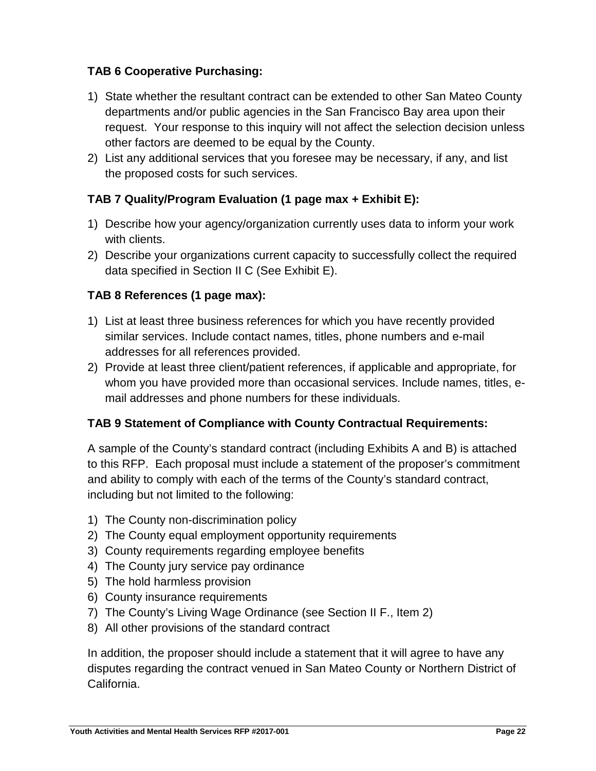**TAB 6 Cooperative Purchasing:**

1) State whether the resultant contract can be extended to other San Mateo County departments and/or public agencies in the San Francisco Bay area upon their request. Your response to this inquiry will not affect the selection decision unless other factors are deemed to be equal by the County.
2) List any additional services that you foresee may be necessary, if any, and list the proposed costs for such services.

**TAB 7 Quality/Program Evaluation (1 page max + Exhibit E):**

1) Describe how your agency/organization currently uses data to inform your work with clients.
2) Describe your organizations current capacity to successfully collect the required data specified in Section II C (See Exhibit E).

**TAB 8 References (1 page max):**

1) List at least three business references for which you have recently provided similar services. Include contact names, titles, phone numbers and e-mail addresses for all references provided.
2) Provide at least three client/patient references, if applicable and appropriate, for whom you have provided more than occasional services. Include names, titles, e-mail addresses and phone numbers for these individuals.

**TAB 9 Statement of Compliance with County Contractual Requirements:**

A sample of the County's standard contract (including Exhibits A and B) is attached to this RFP. Each proposal must include a statement of the proposer's commitment and ability to comply with each of the terms of the County's standard contract, including but not limited to the following:

1) The County non-discrimination policy
2) The County equal employment opportunity requirements
3) County requirements regarding employee benefits
4) The County jury service pay ordinance
5) The hold harmless provision
6) County insurance requirements
7) The County's Living Wage Ordinance (see Section II F., Item 2)
8) All other provisions of the standard contract

In addition, the proposer should include a statement that it will agree to have any disputes regarding the contract venued in San Mateo County or Northern District of California.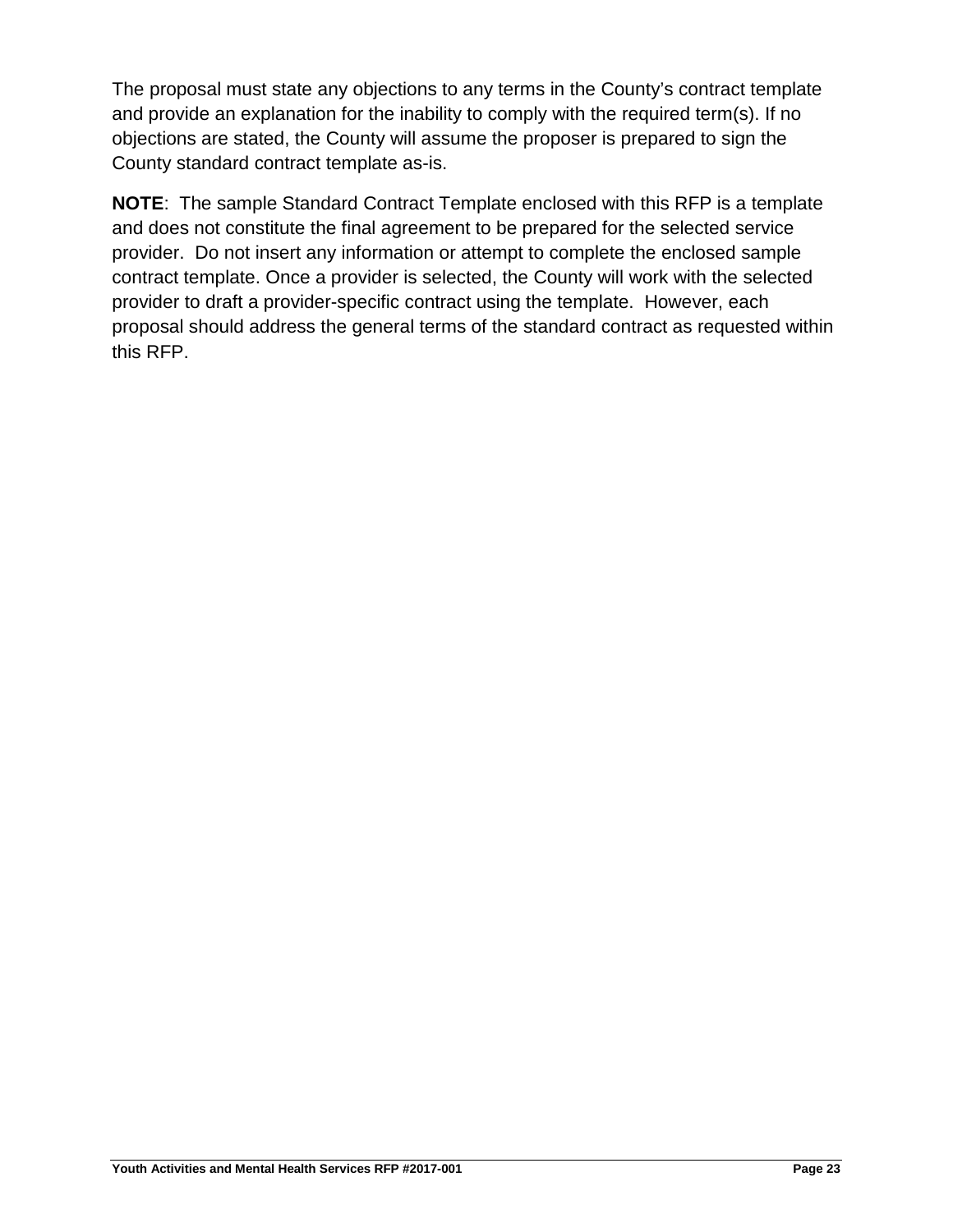The proposal must state any objections to any terms in the County's contract template and provide an explanation for the inability to comply with the required term(s). If no objections are stated, the County will assume the proposer is prepared to sign the County standard contract template as-is.

**NOTE**: The sample Standard Contract Template enclosed with this RFP is a template and does not constitute the final agreement to be prepared for the selected service provider. Do not insert any information or attempt to complete the enclosed sample contract template. Once a provider is selected, the County will work with the selected provider to draft a provider-specific contract using the template. However, each proposal should address the general terms of the standard contract as requested within this RFP.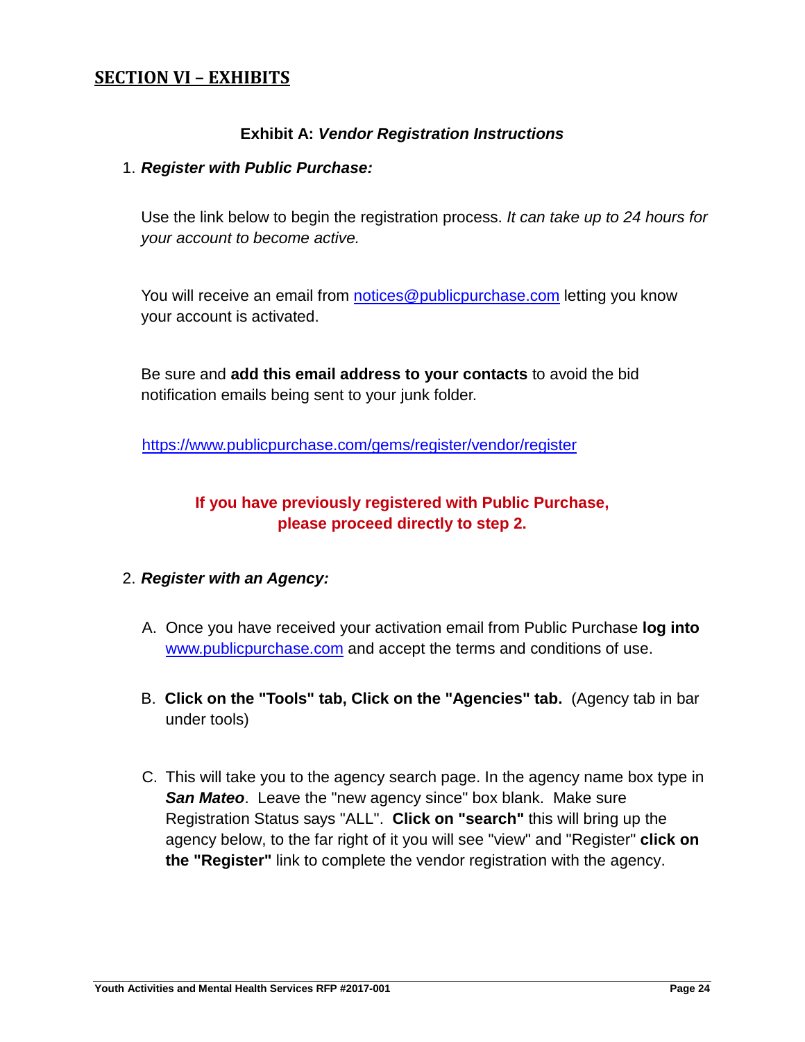## SECTION VI – EXHIBITS

### Exhibit A: *Vendor Registration Instructions*

1. ***Register with Public Purchase:***

   Use the link below to begin the registration process. *It can take up to 24 hours for your account to become active.*

   You will receive an email from notices@publicpurchase.com letting you know your account is activated.

   Be sure and **add this email address to your contacts** to avoid the bid notification emails being sent to your junk folder.

   https://www.publicpurchase.com/gems/register/vendor/register

   **If you have previously registered with Public Purchase, please proceed directly to step 2.**

2. ***Register with an Agency:***

   A. Once you have received your activation email from Public Purchase **log into** www.publicpurchase.com and accept the terms and conditions of use.

   B. **Click on the "Tools" tab, Click on the "Agencies" tab.** (Agency tab in bar under tools)

   C. This will take you to the agency search page. In the agency name box type in ***San Mateo***. Leave the "new agency since" box blank. Make sure Registration Status says "ALL". **Click on "search"** this will bring up the agency below, to the far right of it you will see "view" and "Register" **click on the "Register"** link to complete the vendor registration with the agency.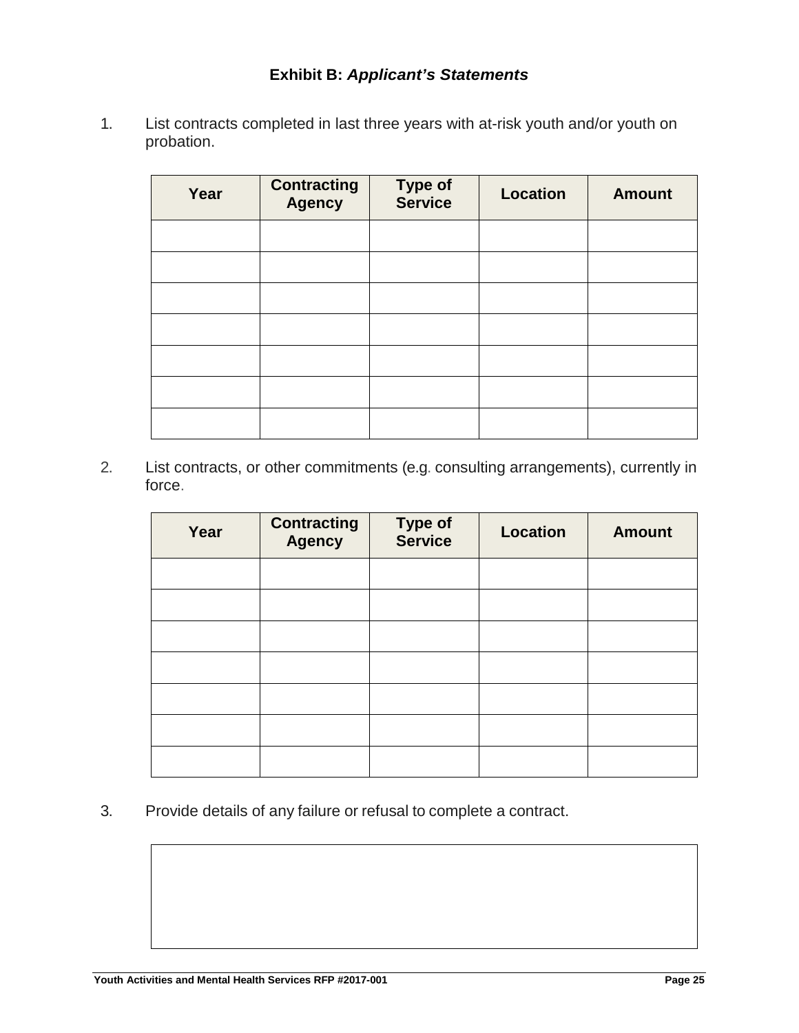## Exhibit B: *Applicant's Statements*

1. List contracts completed in last three years with at-risk youth and/or youth on probation.

| Year | Contracting Agency | Type of Service | Location | Amount |
|---|---|---|---|---|
| | | | | |
| | | | | |
| | | | | |
| | | | | |
| | | | | |
| | | | | |
| | | | | |

2. List contracts, or other commitments (e.g. consulting arrangements), currently in force.

| Year | Contracting Agency | Type of Service | Location | Amount |
|---|---|---|---|---|
| | | | | |
| | | | | |
| | | | | |
| | | | | |
| | | | | |
| | | | | |
| | | | | |

3. Provide details of any failure or refusal to complete a contract.

| |
|---|
| |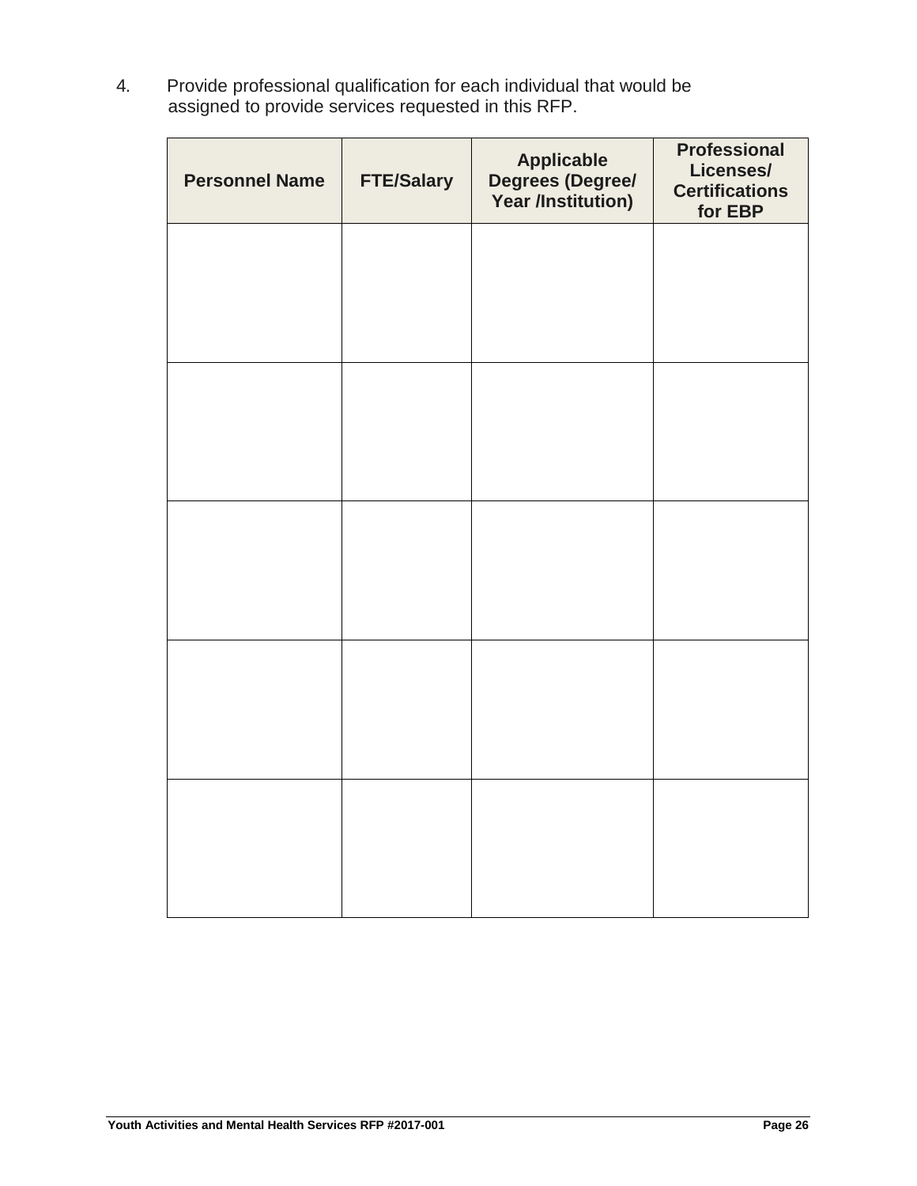4. Provide professional qualification for each individual that would be assigned to provide services requested in this RFP.

| Personnel Name | FTE/Salary | Applicable Degrees (Degree/ Year /Institution) | Professional Licenses/ Certifications for EBP |
|---|---|---|---|
| | | | |
| | | | |
| | | | |
| | | | |
| | | | |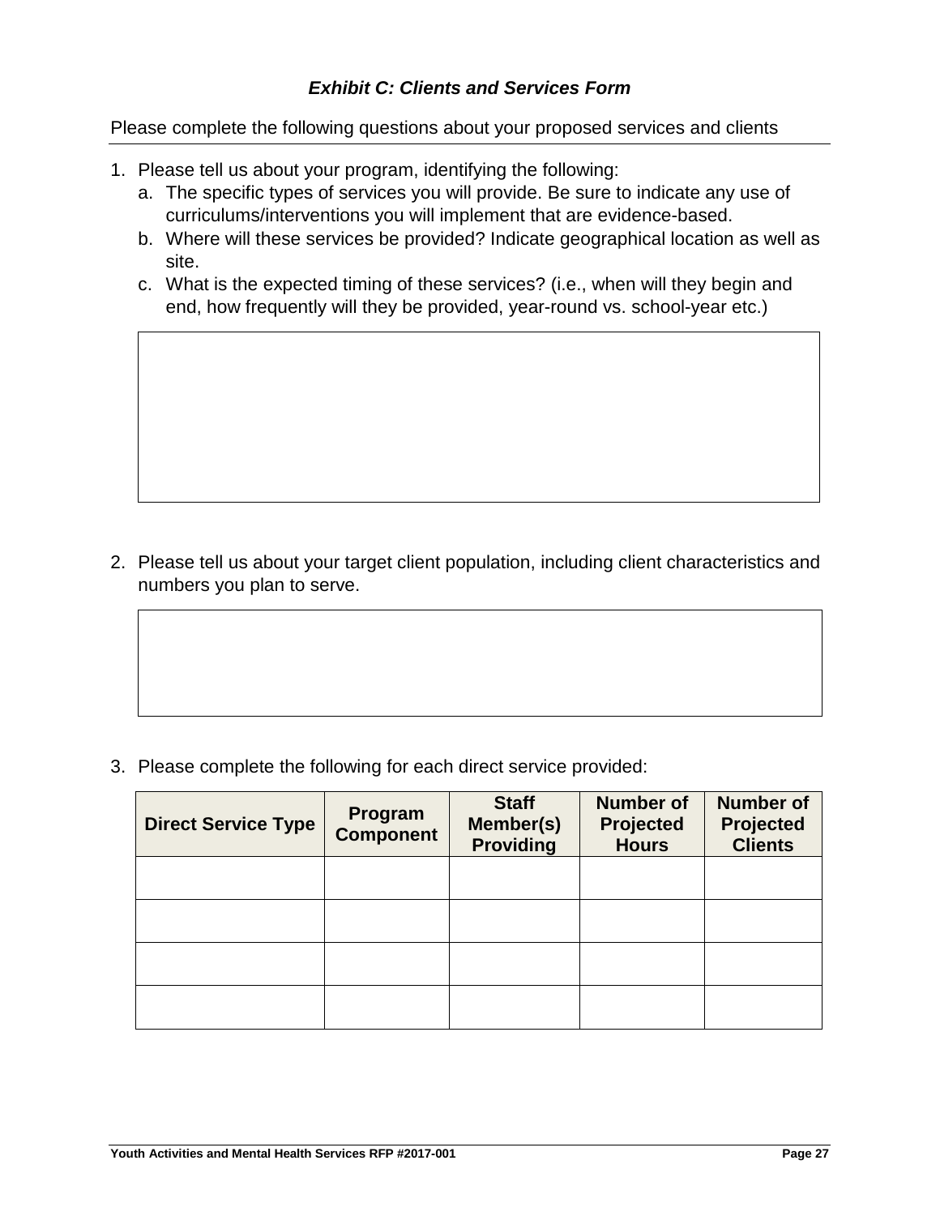### *Exhibit C: Clients and Services Form*

Please complete the following questions about your proposed services and clients

1. Please tell us about your program, identifying the following:
   a. The specific types of services you will provide. Be sure to indicate any use of curriculums/interventions you will implement that are evidence-based.
   b. Where will these services be provided? Indicate geographical location as well as site.
   c. What is the expected timing of these services? (i.e., when will they begin and end, how frequently will they be provided, year-round vs. school-year etc.)

2. Please tell us about your target client population, including client characteristics and numbers you plan to serve.

3. Please complete the following for each direct service provided:

| Direct Service Type | Program Component | Staff Member(s) Providing | Number of Projected Hours | Number of Projected Clients |
|---|---|---|---|---|
| | | | | |
| | | | | |
| | | | | |
| | | | | |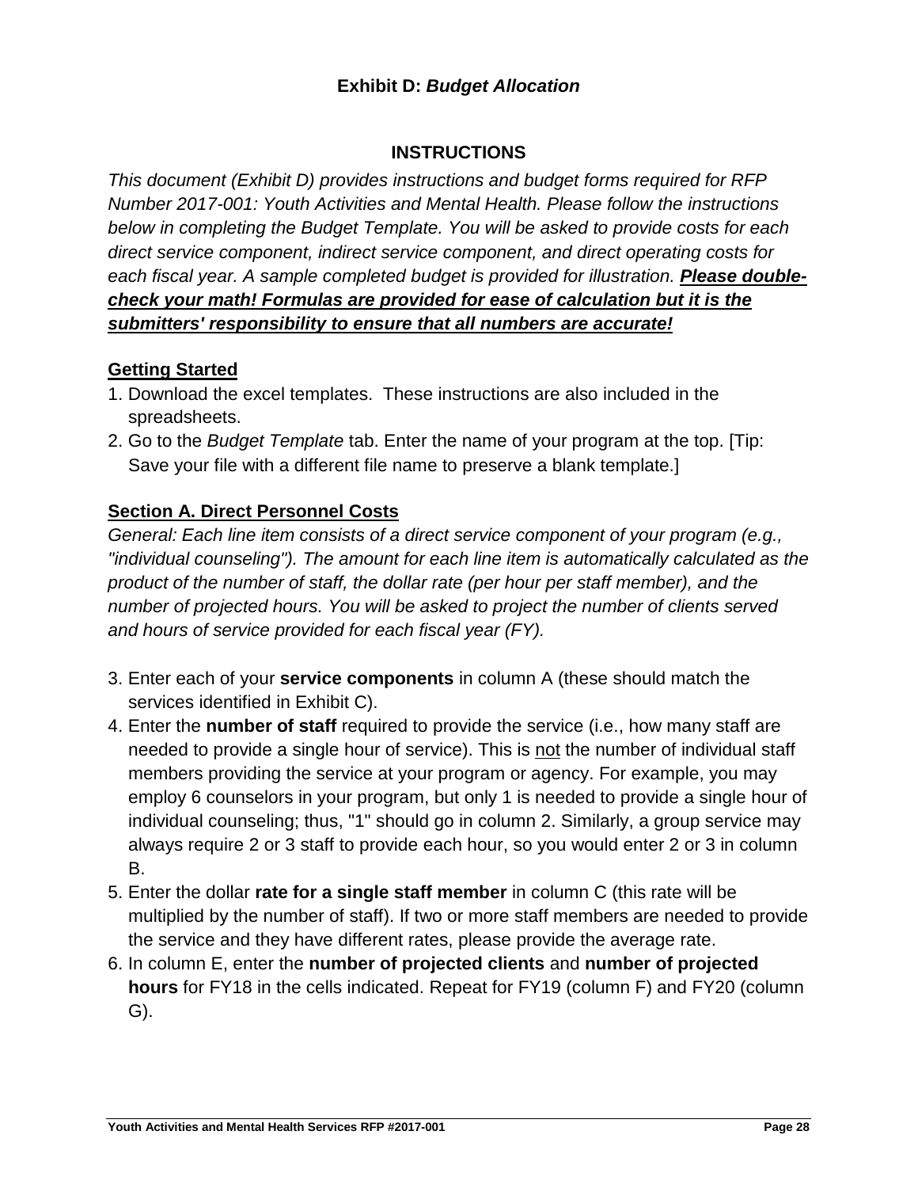# Exhibit D: *Budget Allocation*

## INSTRUCTIONS

*This document (Exhibit D) provides instructions and budget forms required for RFP Number 2017-001: Youth Activities and Mental Health. Please follow the instructions below in completing the Budget Template. You will be asked to provide costs for each direct service component, indirect service component, and direct operating costs for each fiscal year. A sample completed budget is provided for illustration.* ***Please double-check your math! Formulas are provided for ease of calculation but it is the submitters' responsibility to ensure that all numbers are accurate!***

### Getting Started

1. Download the excel templates. These instructions are also included in the spreadsheets.
2. Go to the *Budget Template* tab. Enter the name of your program at the top. [Tip: Save your file with a different file name to preserve a blank template.]

### Section A. Direct Personnel Costs

*General: Each line item consists of a direct service component of your program (e.g., "individual counseling"). The amount for each line item is automatically calculated as the product of the number of staff, the dollar rate (per hour per staff member), and the number of projected hours. You will be asked to project the number of clients served and hours of service provided for each fiscal year (FY).*

3. Enter each of your **service components** in column A (these should match the services identified in Exhibit C).
4. Enter the **number of staff** required to provide the service (i.e., how many staff are needed to provide a single hour of service). This is not the number of individual staff members providing the service at your program or agency. For example, you may employ 6 counselors in your program, but only 1 is needed to provide a single hour of individual counseling; thus, "1" should go in column 2. Similarly, a group service may always require 2 or 3 staff to provide each hour, so you would enter 2 or 3 in column B.
5. Enter the dollar **rate for a single staff member** in column C (this rate will be multiplied by the number of staff). If two or more staff members are needed to provide the service and they have different rates, please provide the average rate.
6. In column E, enter the **number of projected clients** and **number of projected hours** for FY18 in the cells indicated. Repeat for FY19 (column F) and FY20 (column G).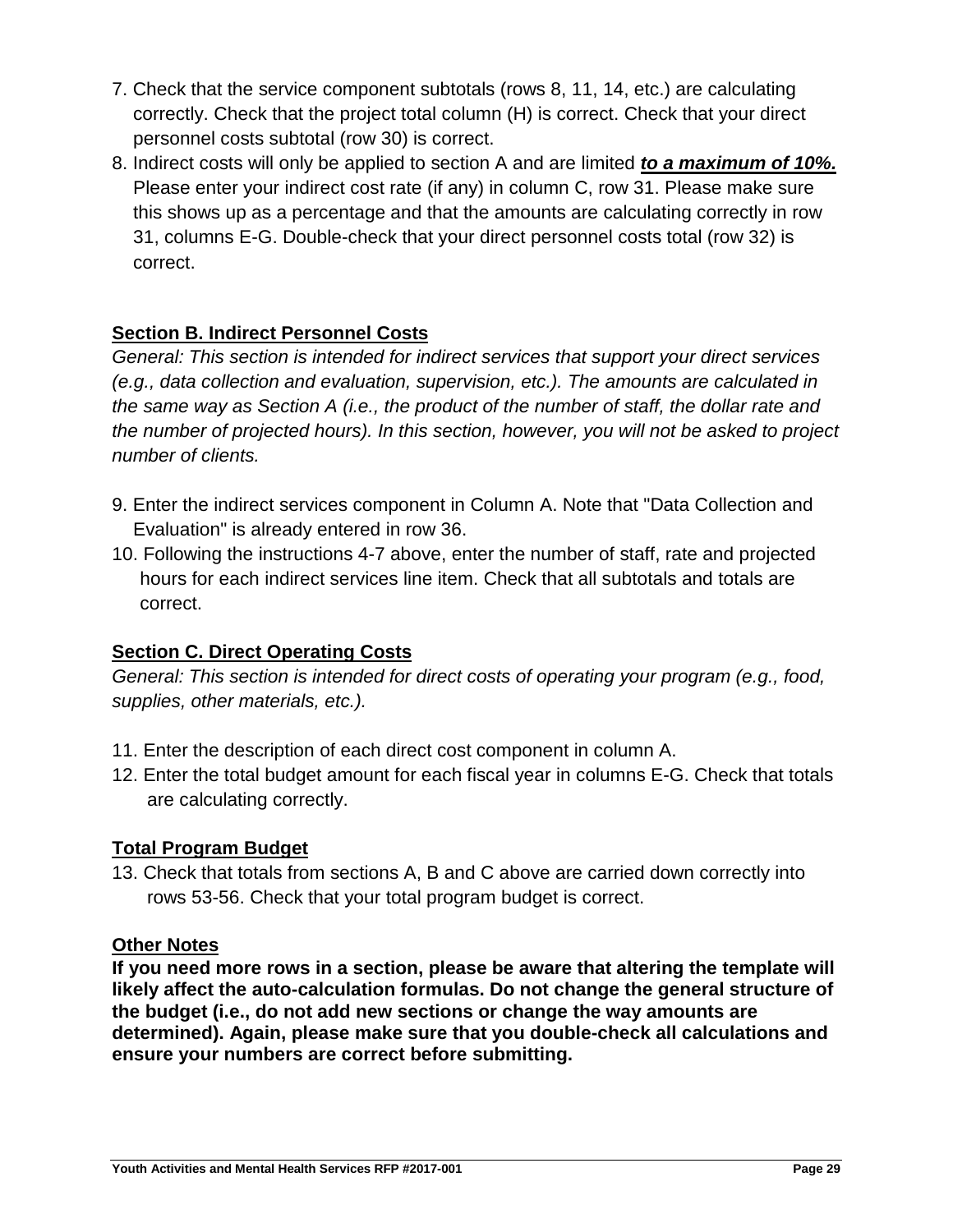7. Check that the service component subtotals (rows 8, 11, 14, etc.) are calculating correctly. Check that the project total column (H) is correct. Check that your direct personnel costs subtotal (row 30) is correct.
8. Indirect costs will only be applied to section A and are limited ***to a maximum of 10%.*** Please enter your indirect cost rate (if any) in column C, row 31. Please make sure this shows up as a percentage and that the amounts are calculating correctly in row 31, columns E-G. Double-check that your direct personnel costs total (row 32) is correct.

## Section B. Indirect Personnel Costs

*General: This section is intended for indirect services that support your direct services (e.g., data collection and evaluation, supervision, etc.). The amounts are calculated in the same way as Section A (i.e., the product of the number of staff, the dollar rate and the number of projected hours). In this section, however, you will not be asked to project number of clients.*

9. Enter the indirect services component in Column A. Note that "Data Collection and Evaluation" is already entered in row 36.
10. Following the instructions 4-7 above, enter the number of staff, rate and projected hours for each indirect services line item. Check that all subtotals and totals are correct.

## Section C. Direct Operating Costs

*General: This section is intended for direct costs of operating your program (e.g., food, supplies, other materials, etc.).*

11. Enter the description of each direct cost component in column A.
12. Enter the total budget amount for each fiscal year in columns E-G. Check that totals are calculating correctly.

## Total Program Budget

13. Check that totals from sections A, B and C above are carried down correctly into rows 53-56. Check that your total program budget is correct.

## Other Notes

**If you need more rows in a section, please be aware that altering the template will likely affect the auto-calculation formulas. Do not change the general structure of the budget (i.e., do not add new sections or change the way amounts are determined). Again, please make sure that you double-check all calculations and ensure your numbers are correct before submitting.**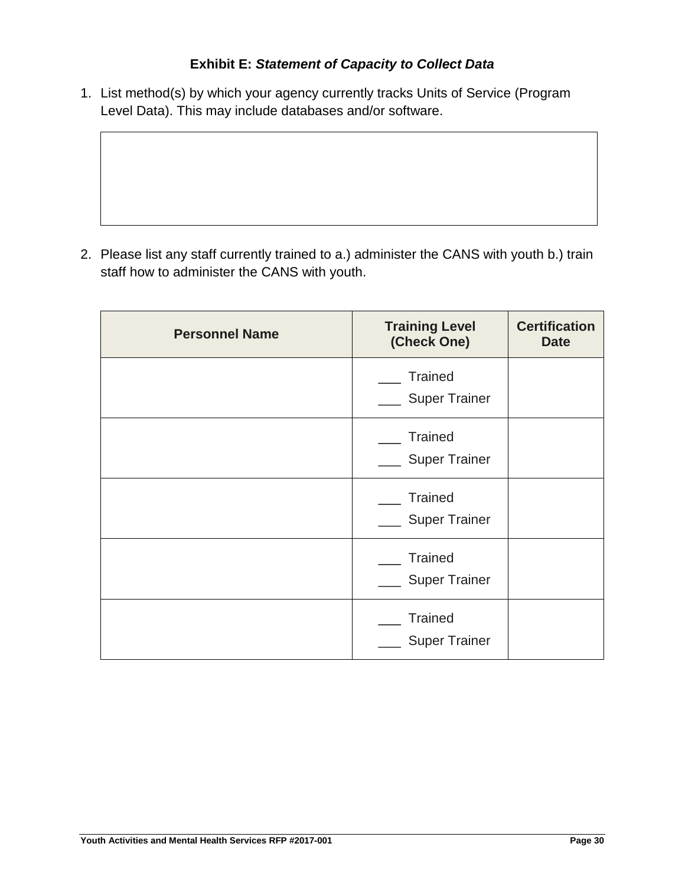# Exhibit E: *Statement of Capacity to Collect Data*

1. List method(s) by which your agency currently tracks Units of Service (Program Level Data). This may include databases and/or software.

| |
|---|
| |

2. Please list any staff currently trained to a.) administer the CANS with youth b.) train staff how to administer the CANS with youth.

| Personnel Name | Training Level (Check One) | Certification Date |
|---|---|---|
| | ___ Trained<br>___ Super Trainer | |
| | ___ Trained<br>___ Super Trainer | |
| | ___ Trained<br>___ Super Trainer | |
| | ___ Trained<br>___ Super Trainer | |
| | ___ Trained<br>___ Super Trainer | |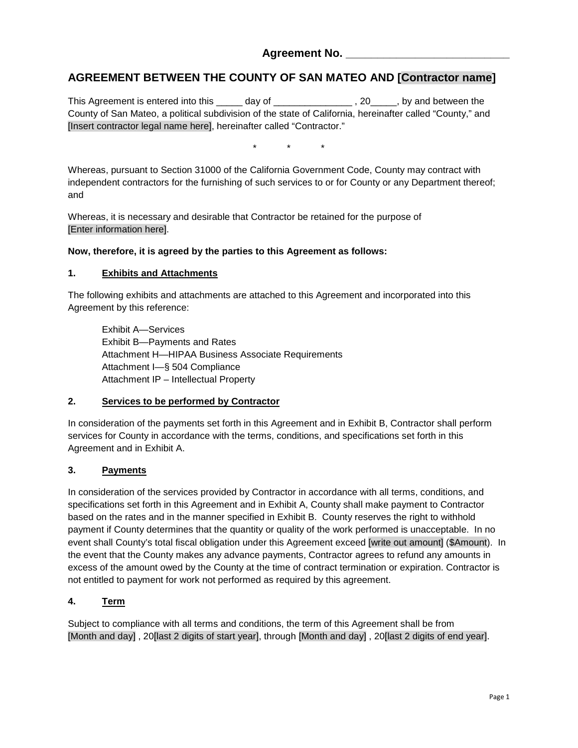**Agreement No. ____________________________**

## AGREEMENT BETWEEN THE COUNTY OF SAN MATEO AND [Contractor name]

This Agreement is entered into this _____ day of _______________ , 20_____, by and between the County of San Mateo, a political subdivision of the state of California, hereinafter called "County," and [Insert contractor legal name here], hereinafter called "Contractor."

\* \* \*

Whereas, pursuant to Section 31000 of the California Government Code, County may contract with independent contractors for the furnishing of such services to or for County or any Department thereof; and

Whereas, it is necessary and desirable that Contractor be retained for the purpose of [Enter information here].

**Now, therefore, it is agreed by the parties to this Agreement as follows:**

### 1. Exhibits and Attachments

The following exhibits and attachments are attached to this Agreement and incorporated into this Agreement by this reference:

Exhibit A—Services
Exhibit B—Payments and Rates
Attachment H—HIPAA Business Associate Requirements
Attachment I—§ 504 Compliance
Attachment IP – Intellectual Property

### 2. Services to be performed by Contractor

In consideration of the payments set forth in this Agreement and in Exhibit B, Contractor shall perform services for County in accordance with the terms, conditions, and specifications set forth in this Agreement and in Exhibit A.

### 3. Payments

In consideration of the services provided by Contractor in accordance with all terms, conditions, and specifications set forth in this Agreement and in Exhibit A, County shall make payment to Contractor based on the rates and in the manner specified in Exhibit B. County reserves the right to withhold payment if County determines that the quantity or quality of the work performed is unacceptable. In no event shall County's total fiscal obligation under this Agreement exceed [write out amount] ($Amount). In the event that the County makes any advance payments, Contractor agrees to refund any amounts in excess of the amount owed by the County at the time of contract termination or expiration. Contractor is not entitled to payment for work not performed as required by this agreement.

### 4. Term

Subject to compliance with all terms and conditions, the term of this Agreement shall be from [Month and day] , 20[last 2 digits of start year], through [Month and day] , 20[last 2 digits of end year].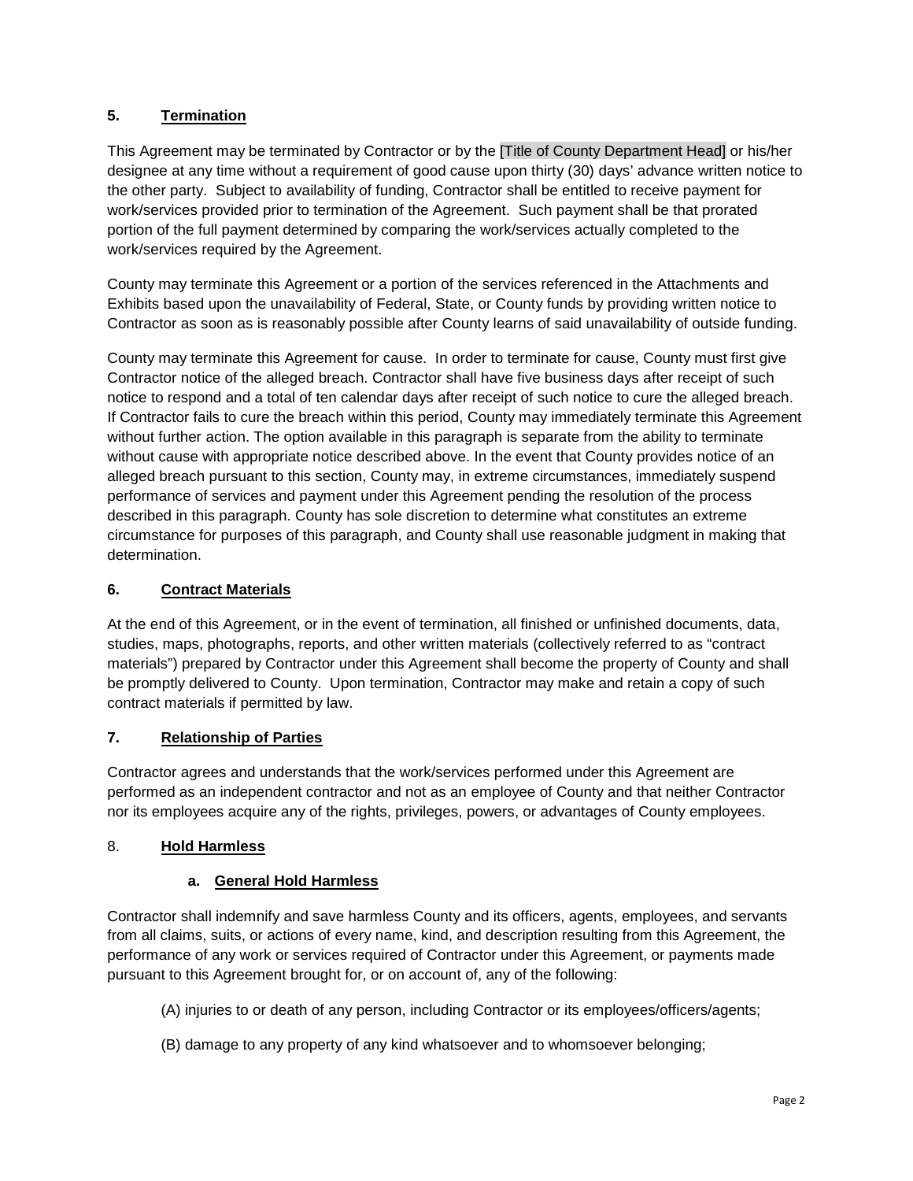## 5. Termination

This Agreement may be terminated by Contractor or by the [Title of County Department Head] or his/her designee at any time without a requirement of good cause upon thirty (30) days' advance written notice to the other party. Subject to availability of funding, Contractor shall be entitled to receive payment for work/services provided prior to termination of the Agreement. Such payment shall be that prorated portion of the full payment determined by comparing the work/services actually completed to the work/services required by the Agreement.

County may terminate this Agreement or a portion of the services referenced in the Attachments and Exhibits based upon the unavailability of Federal, State, or County funds by providing written notice to Contractor as soon as is reasonably possible after County learns of said unavailability of outside funding.

County may terminate this Agreement for cause. In order to terminate for cause, County must first give Contractor notice of the alleged breach. Contractor shall have five business days after receipt of such notice to respond and a total of ten calendar days after receipt of such notice to cure the alleged breach. If Contractor fails to cure the breach within this period, County may immediately terminate this Agreement without further action. The option available in this paragraph is separate from the ability to terminate without cause with appropriate notice described above. In the event that County provides notice of an alleged breach pursuant to this section, County may, in extreme circumstances, immediately suspend performance of services and payment under this Agreement pending the resolution of the process described in this paragraph. County has sole discretion to determine what constitutes an extreme circumstance for purposes of this paragraph, and County shall use reasonable judgment in making that determination.

## 6. Contract Materials

At the end of this Agreement, or in the event of termination, all finished or unfinished documents, data, studies, maps, photographs, reports, and other written materials (collectively referred to as "contract materials") prepared by Contractor under this Agreement shall become the property of County and shall be promptly delivered to County. Upon termination, Contractor may make and retain a copy of such contract materials if permitted by law.

## 7. Relationship of Parties

Contractor agrees and understands that the work/services performed under this Agreement are performed as an independent contractor and not as an employee of County and that neither Contractor nor its employees acquire any of the rights, privileges, powers, or advantages of County employees.

## 8. Hold Harmless

### a. General Hold Harmless

Contractor shall indemnify and save harmless County and its officers, agents, employees, and servants from all claims, suits, or actions of every name, kind, and description resulting from this Agreement, the performance of any work or services required of Contractor under this Agreement, or payments made pursuant to this Agreement brought for, or on account of, any of the following:

(A) injuries to or death of any person, including Contractor or its employees/officers/agents;

(B) damage to any property of any kind whatsoever and to whomsoever belonging;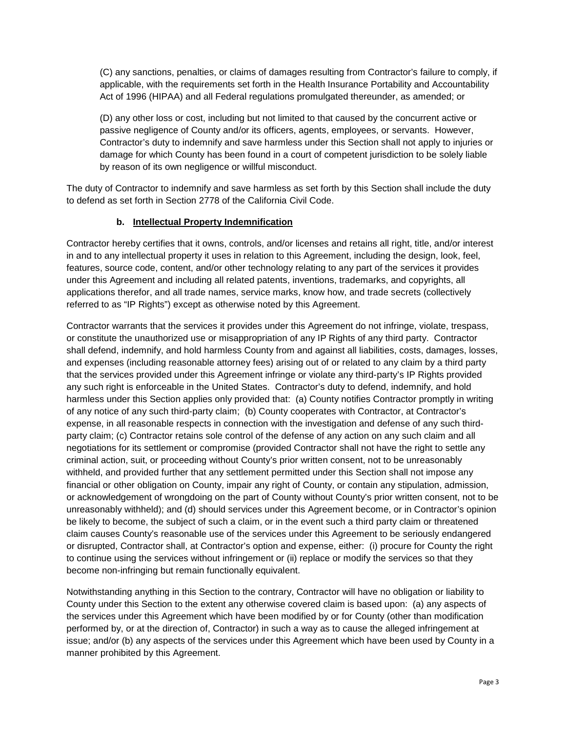(C) any sanctions, penalties, or claims of damages resulting from Contractor's failure to comply, if applicable, with the requirements set forth in the Health Insurance Portability and Accountability Act of 1996 (HIPAA) and all Federal regulations promulgated thereunder, as amended; or

(D) any other loss or cost, including but not limited to that caused by the concurrent active or passive negligence of County and/or its officers, agents, employees, or servants. However, Contractor's duty to indemnify and save harmless under this Section shall not apply to injuries or damage for which County has been found in a court of competent jurisdiction to be solely liable by reason of its own negligence or willful misconduct.

The duty of Contractor to indemnify and save harmless as set forth by this Section shall include the duty to defend as set forth in Section 2778 of the California Civil Code.

**b. <u>Intellectual Property Indemnification</u>**

Contractor hereby certifies that it owns, controls, and/or licenses and retains all right, title, and/or interest in and to any intellectual property it uses in relation to this Agreement, including the design, look, feel, features, source code, content, and/or other technology relating to any part of the services it provides under this Agreement and including all related patents, inventions, trademarks, and copyrights, all applications therefor, and all trade names, service marks, know how, and trade secrets (collectively referred to as "IP Rights") except as otherwise noted by this Agreement.

Contractor warrants that the services it provides under this Agreement do not infringe, violate, trespass, or constitute the unauthorized use or misappropriation of any IP Rights of any third party. Contractor shall defend, indemnify, and hold harmless County from and against all liabilities, costs, damages, losses, and expenses (including reasonable attorney fees) arising out of or related to any claim by a third party that the services provided under this Agreement infringe or violate any third-party's IP Rights provided any such right is enforceable in the United States. Contractor's duty to defend, indemnify, and hold harmless under this Section applies only provided that: (a) County notifies Contractor promptly in writing of any notice of any such third-party claim; (b) County cooperates with Contractor, at Contractor's expense, in all reasonable respects in connection with the investigation and defense of any such third-party claim; (c) Contractor retains sole control of the defense of any action on any such claim and all negotiations for its settlement or compromise (provided Contractor shall not have the right to settle any criminal action, suit, or proceeding without County's prior written consent, not to be unreasonably withheld, and provided further that any settlement permitted under this Section shall not impose any financial or other obligation on County, impair any right of County, or contain any stipulation, admission, or acknowledgement of wrongdoing on the part of County without County's prior written consent, not to be unreasonably withheld); and (d) should services under this Agreement become, or in Contractor's opinion be likely to become, the subject of such a claim, or in the event such a third party claim or threatened claim causes County's reasonable use of the services under this Agreement to be seriously endangered or disrupted, Contractor shall, at Contractor's option and expense, either: (i) procure for County the right to continue using the services without infringement or (ii) replace or modify the services so that they become non-infringing but remain functionally equivalent.

Notwithstanding anything in this Section to the contrary, Contractor will have no obligation or liability to County under this Section to the extent any otherwise covered claim is based upon: (a) any aspects of the services under this Agreement which have been modified by or for County (other than modification performed by, or at the direction of, Contractor) in such a way as to cause the alleged infringement at issue; and/or (b) any aspects of the services under this Agreement which have been used by County in a manner prohibited by this Agreement.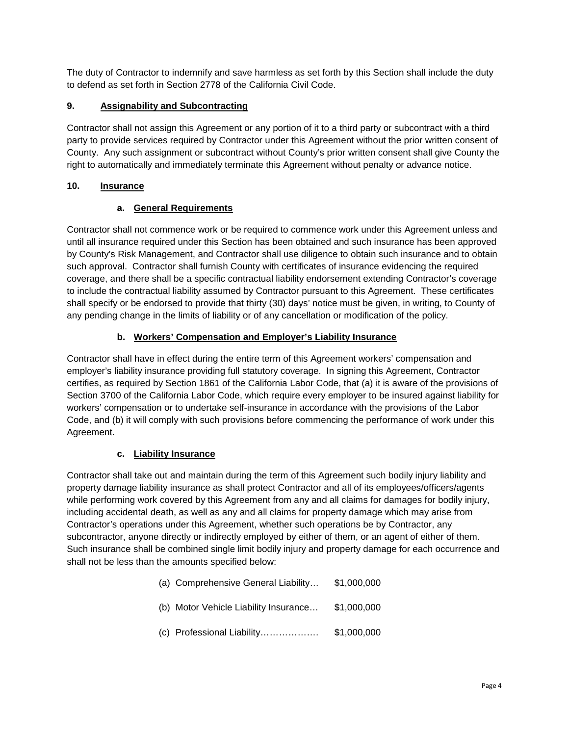The duty of Contractor to indemnify and save harmless as set forth by this Section shall include the duty to defend as set forth in Section 2778 of the California Civil Code.

## 9. Assignability and Subcontracting

Contractor shall not assign this Agreement or any portion of it to a third party or subcontract with a third party to provide services required by Contractor under this Agreement without the prior written consent of County. Any such assignment or subcontract without County's prior written consent shall give County the right to automatically and immediately terminate this Agreement without penalty or advance notice.

## 10. Insurance

### a. General Requirements

Contractor shall not commence work or be required to commence work under this Agreement unless and until all insurance required under this Section has been obtained and such insurance has been approved by County's Risk Management, and Contractor shall use diligence to obtain such insurance and to obtain such approval. Contractor shall furnish County with certificates of insurance evidencing the required coverage, and there shall be a specific contractual liability endorsement extending Contractor's coverage to include the contractual liability assumed by Contractor pursuant to this Agreement. These certificates shall specify or be endorsed to provide that thirty (30) days' notice must be given, in writing, to County of any pending change in the limits of liability or of any cancellation or modification of the policy.

### b. Workers' Compensation and Employer's Liability Insurance

Contractor shall have in effect during the entire term of this Agreement workers' compensation and employer's liability insurance providing full statutory coverage. In signing this Agreement, Contractor certifies, as required by Section 1861 of the California Labor Code, that (a) it is aware of the provisions of Section 3700 of the California Labor Code, which require every employer to be insured against liability for workers' compensation or to undertake self-insurance in accordance with the provisions of the Labor Code, and (b) it will comply with such provisions before commencing the performance of work under this Agreement.

### c. Liability Insurance

Contractor shall take out and maintain during the term of this Agreement such bodily injury liability and property damage liability insurance as shall protect Contractor and all of its employees/officers/agents while performing work covered by this Agreement from any and all claims for damages for bodily injury, including accidental death, as well as any and all claims for property damage which may arise from Contractor's operations under this Agreement, whether such operations be by Contractor, any subcontractor, anyone directly or indirectly employed by either of them, or an agent of either of them. Such insurance shall be combined single limit bodily injury and property damage for each occurrence and shall not be less than the amounts specified below:

(a) Comprehensive General Liability… $1,000,000

(b) Motor Vehicle Liability Insurance… $1,000,000

(c) Professional Liability………………. $1,000,000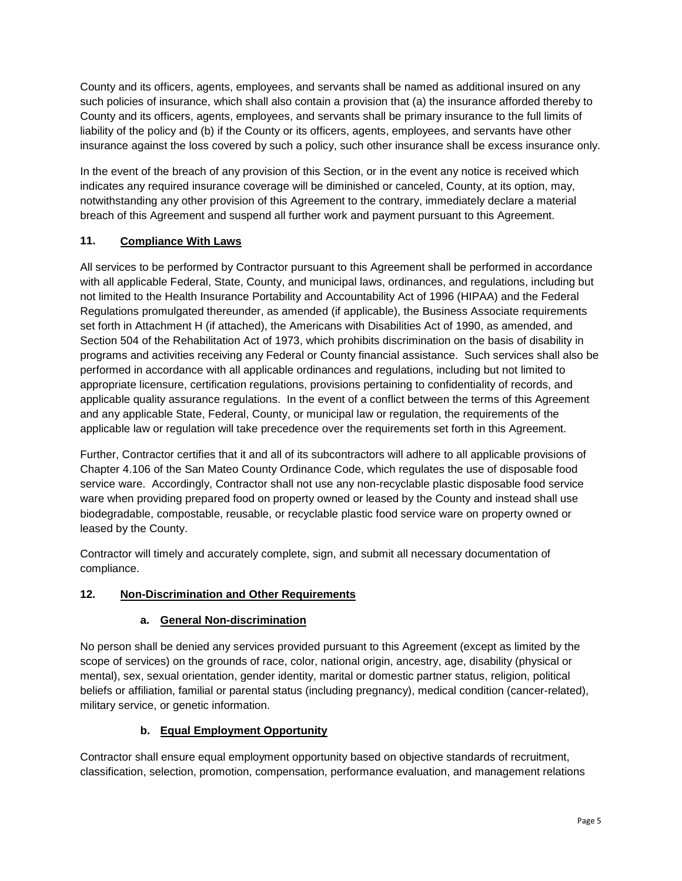County and its officers, agents, employees, and servants shall be named as additional insured on any such policies of insurance, which shall also contain a provision that (a) the insurance afforded thereby to County and its officers, agents, employees, and servants shall be primary insurance to the full limits of liability of the policy and (b) if the County or its officers, agents, employees, and servants have other insurance against the loss covered by such a policy, such other insurance shall be excess insurance only.

In the event of the breach of any provision of this Section, or in the event any notice is received which indicates any required insurance coverage will be diminished or canceled, County, at its option, may, notwithstanding any other provision of this Agreement to the contrary, immediately declare a material breach of this Agreement and suspend all further work and payment pursuant to this Agreement.

## 11. Compliance With Laws

All services to be performed by Contractor pursuant to this Agreement shall be performed in accordance with all applicable Federal, State, County, and municipal laws, ordinances, and regulations, including but not limited to the Health Insurance Portability and Accountability Act of 1996 (HIPAA) and the Federal Regulations promulgated thereunder, as amended (if applicable), the Business Associate requirements set forth in Attachment H (if attached), the Americans with Disabilities Act of 1990, as amended, and Section 504 of the Rehabilitation Act of 1973, which prohibits discrimination on the basis of disability in programs and activities receiving any Federal or County financial assistance. Such services shall also be performed in accordance with all applicable ordinances and regulations, including but not limited to appropriate licensure, certification regulations, provisions pertaining to confidentiality of records, and applicable quality assurance regulations. In the event of a conflict between the terms of this Agreement and any applicable State, Federal, County, or municipal law or regulation, the requirements of the applicable law or regulation will take precedence over the requirements set forth in this Agreement.

Further, Contractor certifies that it and all of its subcontractors will adhere to all applicable provisions of Chapter 4.106 of the San Mateo County Ordinance Code, which regulates the use of disposable food service ware. Accordingly, Contractor shall not use any non-recyclable plastic disposable food service ware when providing prepared food on property owned or leased by the County and instead shall use biodegradable, compostable, reusable, or recyclable plastic food service ware on property owned or leased by the County.

Contractor will timely and accurately complete, sign, and submit all necessary documentation of compliance.

## 12. Non-Discrimination and Other Requirements

### a. General Non-discrimination

No person shall be denied any services provided pursuant to this Agreement (except as limited by the scope of services) on the grounds of race, color, national origin, ancestry, age, disability (physical or mental), sex, sexual orientation, gender identity, marital or domestic partner status, religion, political beliefs or affiliation, familial or parental status (including pregnancy), medical condition (cancer-related), military service, or genetic information.

### b. Equal Employment Opportunity

Contractor shall ensure equal employment opportunity based on objective standards of recruitment, classification, selection, promotion, compensation, performance evaluation, and management relations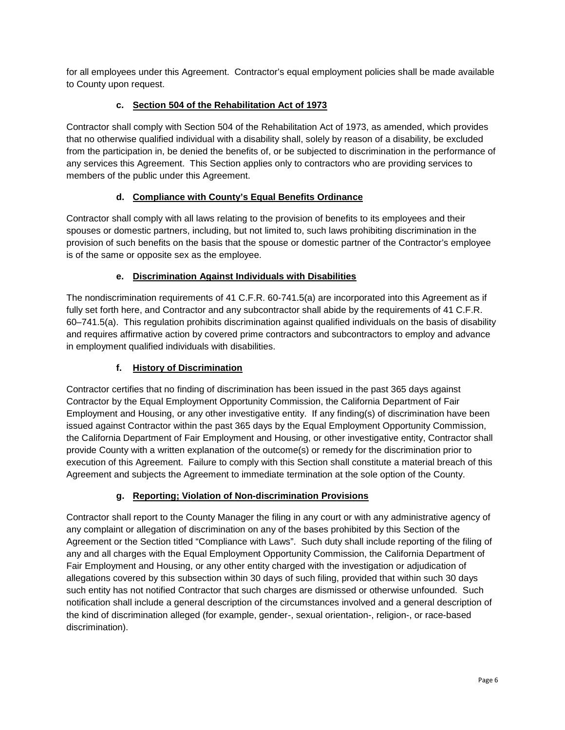for all employees under this Agreement. Contractor's equal employment policies shall be made available to County upon request.

### c. Section 504 of the Rehabilitation Act of 1973

Contractor shall comply with Section 504 of the Rehabilitation Act of 1973, as amended, which provides that no otherwise qualified individual with a disability shall, solely by reason of a disability, be excluded from the participation in, be denied the benefits of, or be subjected to discrimination in the performance of any services this Agreement. This Section applies only to contractors who are providing services to members of the public under this Agreement.

### d. Compliance with County's Equal Benefits Ordinance

Contractor shall comply with all laws relating to the provision of benefits to its employees and their spouses or domestic partners, including, but not limited to, such laws prohibiting discrimination in the provision of such benefits on the basis that the spouse or domestic partner of the Contractor's employee is of the same or opposite sex as the employee.

### e. Discrimination Against Individuals with Disabilities

The nondiscrimination requirements of 41 C.F.R. 60-741.5(a) are incorporated into this Agreement as if fully set forth here, and Contractor and any subcontractor shall abide by the requirements of 41 C.F.R. 60–741.5(a). This regulation prohibits discrimination against qualified individuals on the basis of disability and requires affirmative action by covered prime contractors and subcontractors to employ and advance in employment qualified individuals with disabilities.

### f. History of Discrimination

Contractor certifies that no finding of discrimination has been issued in the past 365 days against Contractor by the Equal Employment Opportunity Commission, the California Department of Fair Employment and Housing, or any other investigative entity. If any finding(s) of discrimination have been issued against Contractor within the past 365 days by the Equal Employment Opportunity Commission, the California Department of Fair Employment and Housing, or other investigative entity, Contractor shall provide County with a written explanation of the outcome(s) or remedy for the discrimination prior to execution of this Agreement. Failure to comply with this Section shall constitute a material breach of this Agreement and subjects the Agreement to immediate termination at the sole option of the County.

### g. Reporting; Violation of Non-discrimination Provisions

Contractor shall report to the County Manager the filing in any court or with any administrative agency of any complaint or allegation of discrimination on any of the bases prohibited by this Section of the Agreement or the Section titled "Compliance with Laws". Such duty shall include reporting of the filing of any and all charges with the Equal Employment Opportunity Commission, the California Department of Fair Employment and Housing, or any other entity charged with the investigation or adjudication of allegations covered by this subsection within 30 days of such filing, provided that within such 30 days such entity has not notified Contractor that such charges are dismissed or otherwise unfounded. Such notification shall include a general description of the circumstances involved and a general description of the kind of discrimination alleged (for example, gender-, sexual orientation-, religion-, or race-based discrimination).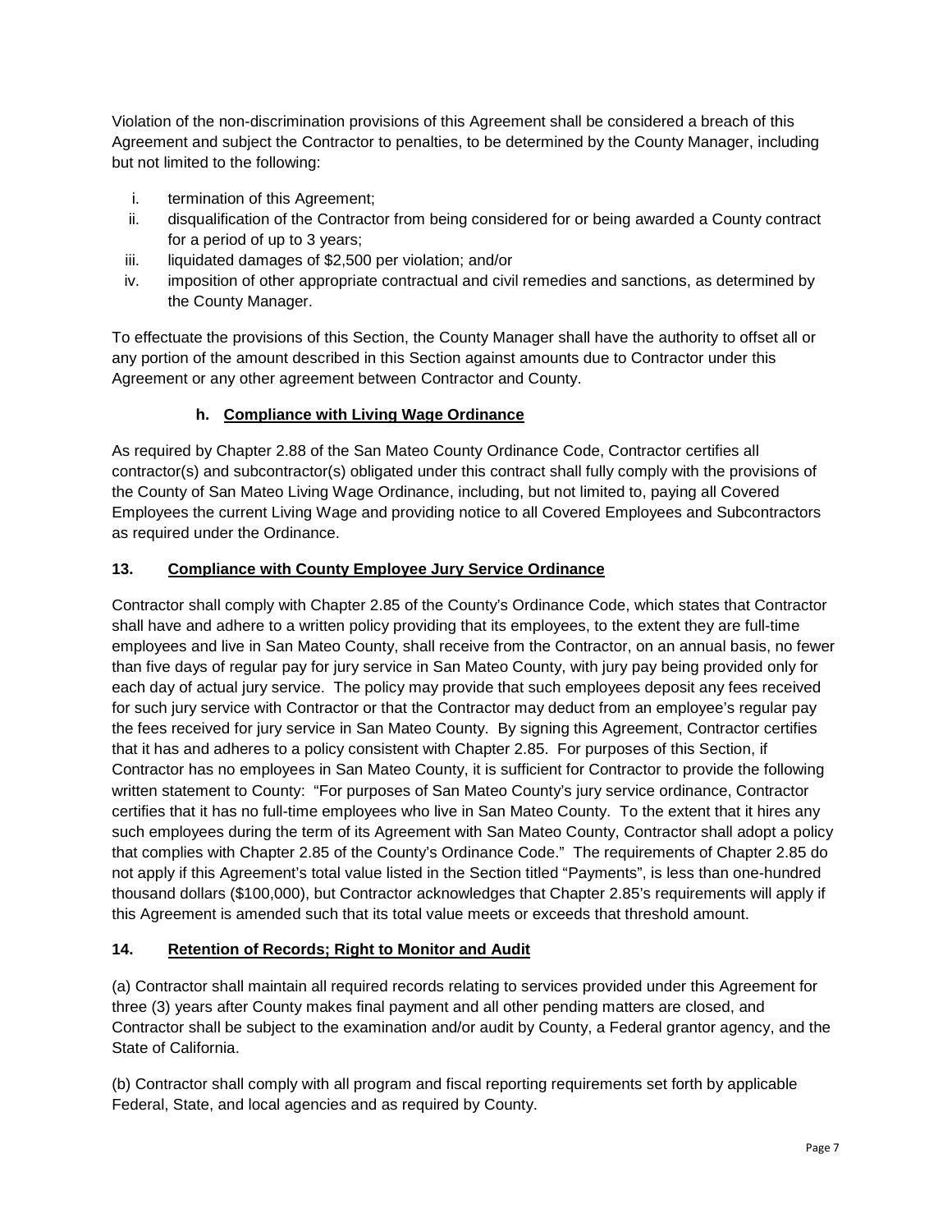Violation of the non-discrimination provisions of this Agreement shall be considered a breach of this Agreement and subject the Contractor to penalties, to be determined by the County Manager, including but not limited to the following:

i. termination of this Agreement;
ii. disqualification of the Contractor from being considered for or being awarded a County contract for a period of up to 3 years;
iii. liquidated damages of $2,500 per violation; and/or
iv. imposition of other appropriate contractual and civil remedies and sanctions, as determined by the County Manager.

To effectuate the provisions of this Section, the County Manager shall have the authority to offset all or any portion of the amount described in this Section against amounts due to Contractor under this Agreement or any other agreement between Contractor and County.

**h. <u>Compliance with Living Wage Ordinance</u>**

As required by Chapter 2.88 of the San Mateo County Ordinance Code, Contractor certifies all contractor(s) and subcontractor(s) obligated under this contract shall fully comply with the provisions of the County of San Mateo Living Wage Ordinance, including, but not limited to, paying all Covered Employees the current Living Wage and providing notice to all Covered Employees and Subcontractors as required under the Ordinance.

**13. <u>Compliance with County Employee Jury Service Ordinance</u>**

Contractor shall comply with Chapter 2.85 of the County's Ordinance Code, which states that Contractor shall have and adhere to a written policy providing that its employees, to the extent they are full-time employees and live in San Mateo County, shall receive from the Contractor, on an annual basis, no fewer than five days of regular pay for jury service in San Mateo County, with jury pay being provided only for each day of actual jury service. The policy may provide that such employees deposit any fees received for such jury service with Contractor or that the Contractor may deduct from an employee's regular pay the fees received for jury service in San Mateo County. By signing this Agreement, Contractor certifies that it has and adheres to a policy consistent with Chapter 2.85. For purposes of this Section, if Contractor has no employees in San Mateo County, it is sufficient for Contractor to provide the following written statement to County: "For purposes of San Mateo County's jury service ordinance, Contractor certifies that it has no full-time employees who live in San Mateo County. To the extent that it hires any such employees during the term of its Agreement with San Mateo County, Contractor shall adopt a policy that complies with Chapter 2.85 of the County's Ordinance Code." The requirements of Chapter 2.85 do not apply if this Agreement's total value listed in the Section titled "Payments", is less than one-hundred thousand dollars ($100,000), but Contractor acknowledges that Chapter 2.85's requirements will apply if this Agreement is amended such that its total value meets or exceeds that threshold amount.

**14. <u>Retention of Records; Right to Monitor and Audit</u>**

(a) Contractor shall maintain all required records relating to services provided under this Agreement for three (3) years after County makes final payment and all other pending matters are closed, and Contractor shall be subject to the examination and/or audit by County, a Federal grantor agency, and the State of California.

(b) Contractor shall comply with all program and fiscal reporting requirements set forth by applicable Federal, State, and local agencies and as required by County.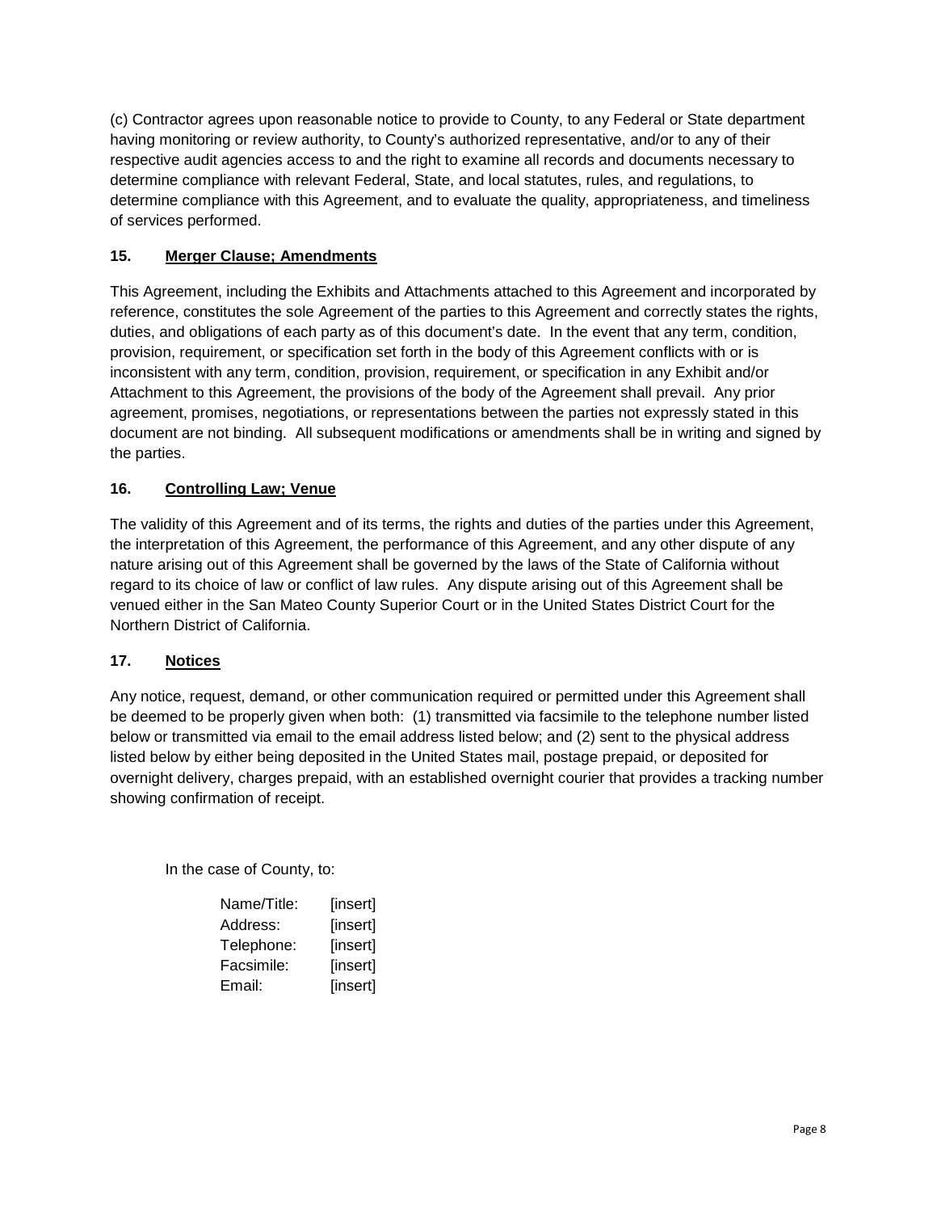(c) Contractor agrees upon reasonable notice to provide to County, to any Federal or State department having monitoring or review authority, to County's authorized representative, and/or to any of their respective audit agencies access to and the right to examine all records and documents necessary to determine compliance with relevant Federal, State, and local statutes, rules, and regulations, to determine compliance with this Agreement, and to evaluate the quality, appropriateness, and timeliness of services performed.

### 15. <u>Merger Clause; Amendments</u>

This Agreement, including the Exhibits and Attachments attached to this Agreement and incorporated by reference, constitutes the sole Agreement of the parties to this Agreement and correctly states the rights, duties, and obligations of each party as of this document's date. In the event that any term, condition, provision, requirement, or specification set forth in the body of this Agreement conflicts with or is inconsistent with any term, condition, provision, requirement, or specification in any Exhibit and/or Attachment to this Agreement, the provisions of the body of the Agreement shall prevail. Any prior agreement, promises, negotiations, or representations between the parties not expressly stated in this document are not binding. All subsequent modifications or amendments shall be in writing and signed by the parties.

### 16. <u>Controlling Law; Venue</u>

The validity of this Agreement and of its terms, the rights and duties of the parties under this Agreement, the interpretation of this Agreement, the performance of this Agreement, and any other dispute of any nature arising out of this Agreement shall be governed by the laws of the State of California without regard to its choice of law or conflict of law rules. Any dispute arising out of this Agreement shall be venued either in the San Mateo County Superior Court or in the United States District Court for the Northern District of California.

### 17. <u>Notices</u>

Any notice, request, demand, or other communication required or permitted under this Agreement shall be deemed to be properly given when both: (1) transmitted via facsimile to the telephone number listed below or transmitted via email to the email address listed below; and (2) sent to the physical address listed below by either being deposited in the United States mail, postage prepaid, or deposited for overnight delivery, charges prepaid, with an established overnight courier that provides a tracking number showing confirmation of receipt.

In the case of County, to:

Name/Title: [insert]
Address: [insert]
Telephone: [insert]
Facsimile: [insert]
Email: [insert]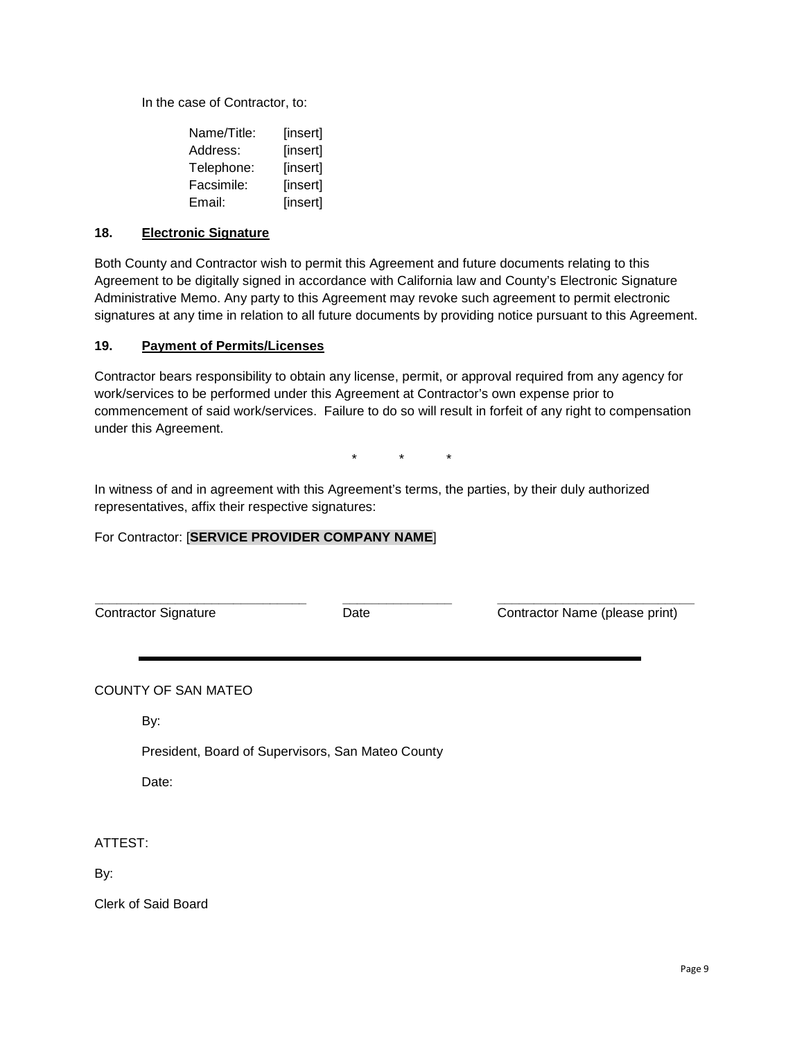In the case of Contractor, to:

| Name/Title: | [insert] |
|---|---|
| Address: | [insert] |
| Telephone: | [insert] |
| Facsimile: | [insert] |
| Email: | [insert] |

**18. Electronic Signature**

Both County and Contractor wish to permit this Agreement and future documents relating to this Agreement to be digitally signed in accordance with California law and County's Electronic Signature Administrative Memo. Any party to this Agreement may revoke such agreement to permit electronic signatures at any time in relation to all future documents by providing notice pursuant to this Agreement.

**19. Payment of Permits/Licenses**

Contractor bears responsibility to obtain any license, permit, or approval required from any agency for work/services to be performed under this Agreement at Contractor's own expense prior to commencement of said work/services. Failure to do so will result in forfeit of any right to compensation under this Agreement.

\* \* \*

In witness of and in agreement with this Agreement's terms, the parties, by their duly authorized representatives, affix their respective signatures:

For Contractor: [**SERVICE PROVIDER COMPANY NAME**]

| _____________________________ | _______________ | ___________________________ |
|---|---|---|
| Contractor Signature | Date | Contractor Name (please print) |

---

COUNTY OF SAN MATEO

By:

President, Board of Supervisors, San Mateo County

Date:

ATTEST:

By:

Clerk of Said Board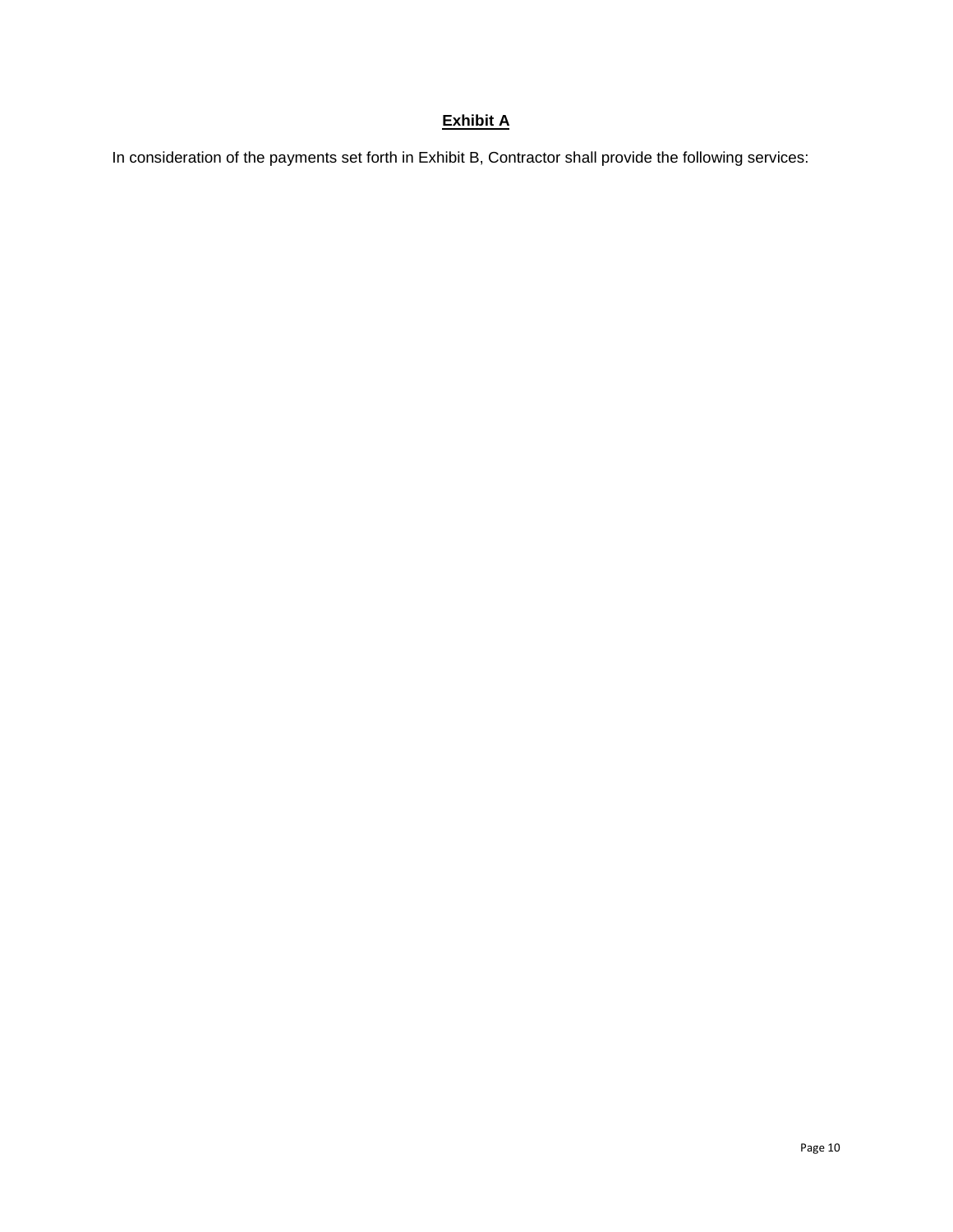## **Exhibit A**

In consideration of the payments set forth in Exhibit B, Contractor shall provide the following services: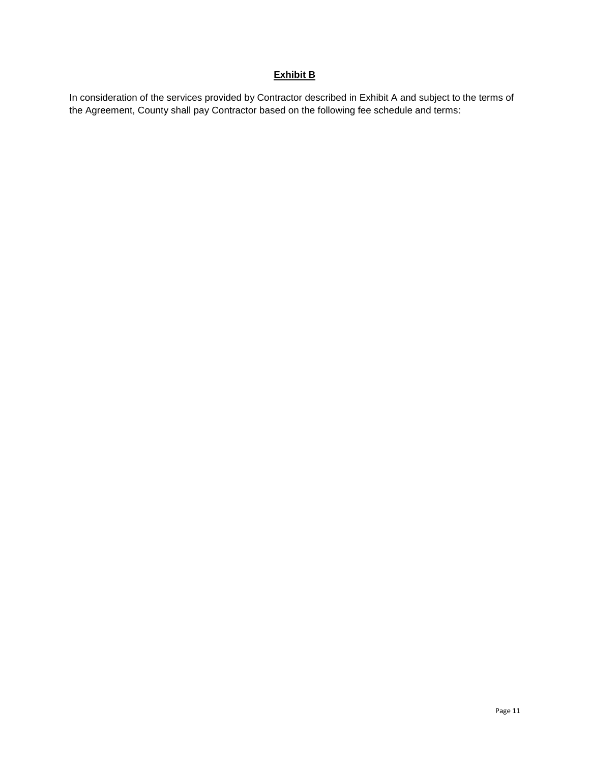## Exhibit B

In consideration of the services provided by Contractor described in Exhibit A and subject to the terms of the Agreement, County shall pay Contractor based on the following fee schedule and terms: